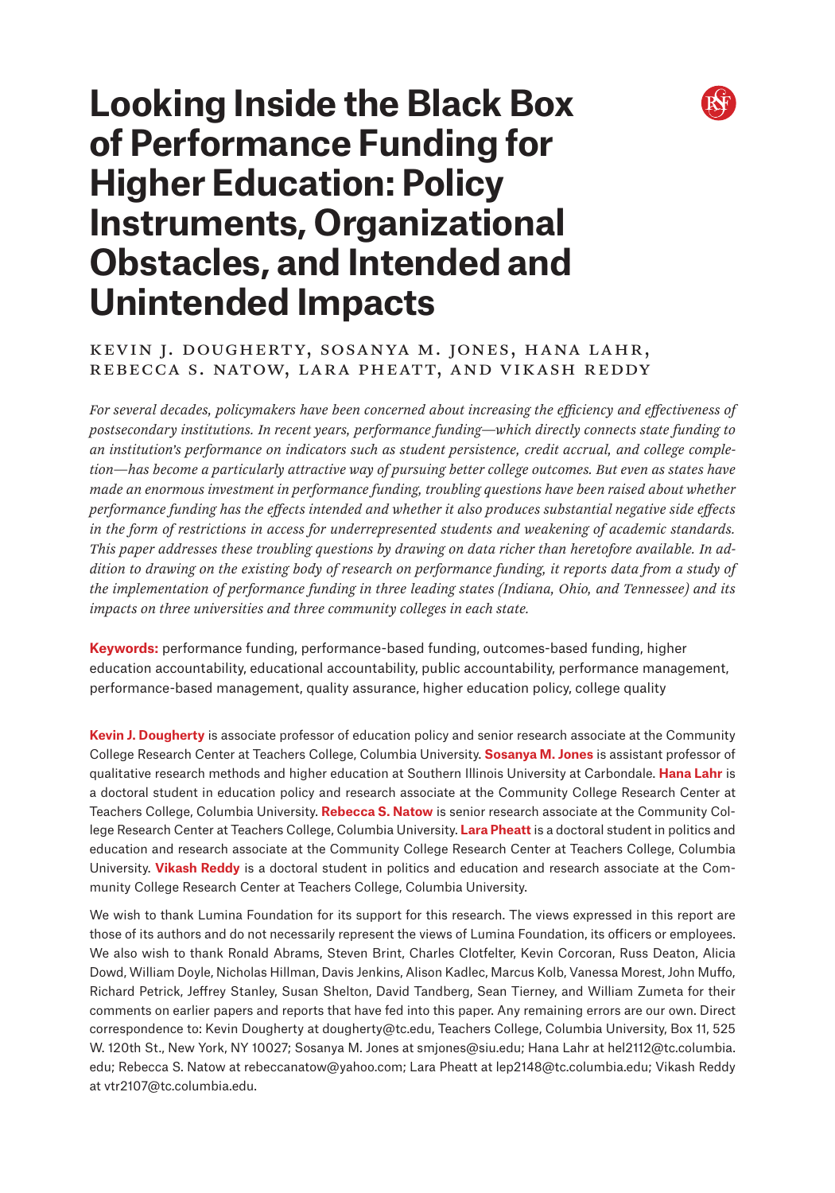# Looking Inside the Black Box of Performance Funding for Higher Education: Policy Instruments, Organizational Obstacles, and Intended and Unintended Impacts

KEVIN J. DOUGHERTY, SOSANYA M. JONES, HANA LAHR, REBECCA S. NATOW, LARA PHEATT, AND VIKASH REDDY

*For several decades, policymakers have been concerned about increasing the efficiency and effectiveness of postsecondary institutions. In recent years, performance funding—which directly connects state funding to an institution's performance on indicators such as student persistence, credit accrual, and college completion—has become a particularly attractive way of pursuing better college outcomes. But even as states have made an enormous investment in performance funding, troubling questions have been raised about whether performance funding has the effects intended and whether it also produces substantial negative side effects in the form of restrictions in access for underrepresented students and weakening of academic standards. This paper addresses these troubling questions by drawing on data richer than heretofore available. In addition to drawing on the existing body of research on performance funding, it reports data from a study of the implementation of performance funding in three leading states (Indiana, Ohio, and Tennessee) and its impacts on three universities and three community colleges in each state.*

**Keywords:** performance funding, performance-based funding, outcomes-based funding, higher education accountability, educational accountability, public accountability, performance management, performance-based management, quality assurance, higher education policy, college quality

**Kevin J. Dougherty** is associate professor of education policy and senior research associate at the Community College Research Center at Teachers College, Columbia University. **Sosanya M. Jones** is assistant professor of qualitative research methods and higher education at Southern Illinois University at Carbondale. **Hana Lahr** is a doctoral student in education policy and research associate at the Community College Research Center at Teachers College, Columbia University. **Rebecca S. Natow** is senior research associate at the Community College Research Center at Teachers College, Columbia University. **Lara Pheatt** is a doctoral student in politics and education and research associate at the Community College Research Center at Teachers College, Columbia University. **Vikash Reddy** is a doctoral student in politics and education and research associate at the Community College Research Center at Teachers College, Columbia University.

We wish to thank Lumina Foundation for its support for this research. The views expressed in this report are those of its authors and do not necessarily represent the views of Lumina Foundation, its officers or employees. We also wish to thank Ronald Abrams, Steven Brint, Charles Clotfelter, Kevin Corcoran, Russ Deaton, Alicia Dowd, William Doyle, Nicholas Hillman, Davis Jenkins, Alison Kadlec, Marcus Kolb, Vanessa Morest, John Muffo, Richard Petrick, Jeffrey Stanley, Susan Shelton, David Tandberg, Sean Tierney, and William Zumeta for their comments on earlier papers and reports that have fed into this paper. Any remaining errors are our own. Direct correspondence to: Kevin Dougherty at dougherty@tc.edu, Teachers College, Columbia University, Box 11, 525 W. 120th St., New York, NY 10027; Sosanya M. Jones at smjones@siu.edu; Hana Lahr at hel2112@tc.columbia.edu; Rebecca S. Natow at rebeccanatow@yahoo.com; Lara Pheatt at lep2148@tc.columbia.edu; Vikash Reddy at vtr2107@tc.columbia.edu.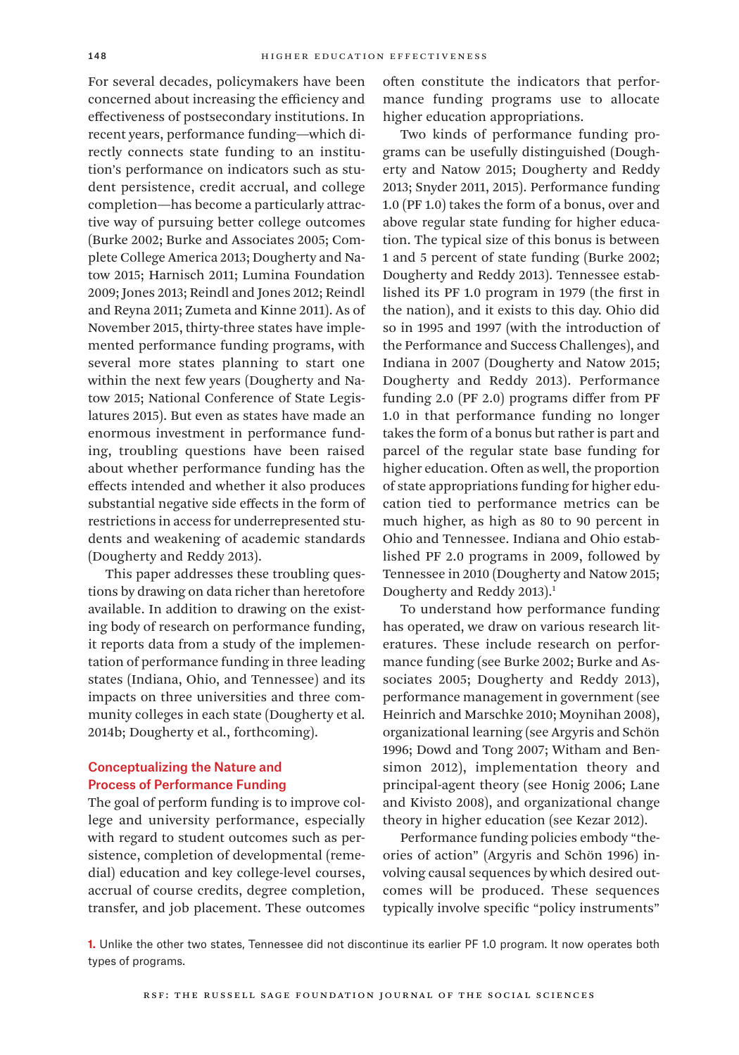For several decades, policymakers have been concerned about increasing the efficiency and effectiveness of postsecondary institutions. In recent years, performance funding—which directly connects state funding to an institution's performance on indicators such as student persistence, credit accrual, and college completion—has become a particularly attractive way of pursuing better college outcomes (Burke 2002; Burke and Associates 2005; Complete College America 2013; Dougherty and Natow 2015; Harnisch 2011; Lumina Foundation 2009; Jones 2013; Reindl and Jones 2012; Reindl and Reyna 2011; Zumeta and Kinne 2011). As of November 2015, thirty-three states have implemented performance funding programs, with several more states planning to start one within the next few years (Dougherty and Natow 2015; National Conference of State Legislatures 2015). But even as states have made an enormous investment in performance funding, troubling questions have been raised about whether performance funding has the effects intended and whether it also produces substantial negative side effects in the form of restrictions in access for underrepresented students and weakening of academic standards (Dougherty and Reddy 2013).

This paper addresses these troubling questions by drawing on data richer than heretofore available. In addition to drawing on the existing body of research on performance funding, it reports data from a study of the implementation of performance funding in three leading states (Indiana, Ohio, and Tennessee) and its impacts on three universities and three community colleges in each state (Dougherty et al. 2014b; Dougherty et al., forthcoming).

## Conceptualizing the Nature and Process of Performance Funding

The goal of perform funding is to improve college and university performance, especially with regard to student outcomes such as persistence, completion of developmental (remedial) education and key college-level courses, accrual of course credits, degree completion, transfer, and job placement. These outcomes often constitute the indicators that performance funding programs use to allocate higher education appropriations.

Two kinds of performance funding programs can be usefully distinguished (Dougherty and Natow 2015; Dougherty and Reddy 2013; Snyder 2011, 2015). Performance funding 1.0 (PF 1.0) takes the form of a bonus, over and above regular state funding for higher education. The typical size of this bonus is between 1 and 5 percent of state funding (Burke 2002; Dougherty and Reddy 2013). Tennessee established its PF 1.0 program in 1979 (the first in the nation), and it exists to this day. Ohio did so in 1995 and 1997 (with the introduction of the Performance and Success Challenges), and Indiana in 2007 (Dougherty and Natow 2015; Dougherty and Reddy 2013). Performance funding 2.0 (PF 2.0) programs differ from PF 1.0 in that performance funding no longer takes the form of a bonus but rather is part and parcel of the regular state base funding for higher education. Often as well, the proportion of state appropriations funding for higher education tied to performance metrics can be much higher, as high as 80 to 90 percent in Ohio and Tennessee. Indiana and Ohio established PF 2.0 programs in 2009, followed by Tennessee in 2010 (Dougherty and Natow 2015; Dougherty and Reddy 2013).[1]

To understand how performance funding has operated, we draw on various research literatures. These include research on performance funding (see Burke 2002; Burke and Associates 2005; Dougherty and Reddy 2013), performance management in government (see Heinrich and Marschke 2010; Moynihan 2008), organizational learning (see Argyris and Schön 1996; Dowd and Tong 2007; Witham and Bensimon 2012), implementation theory and principal-agent theory (see Honig 2006; Lane and Kivisto 2008), and organizational change theory in higher education (see Kezar 2012).

Performance funding policies embody "theories of action" (Argyris and Schön 1996) involving causal sequences by which desired outcomes will be produced. These sequences typically involve specific "policy instruments"

[1] Unlike the other two states, Tennessee did not discontinue its earlier PF 1.0 program. It now operates both types of programs.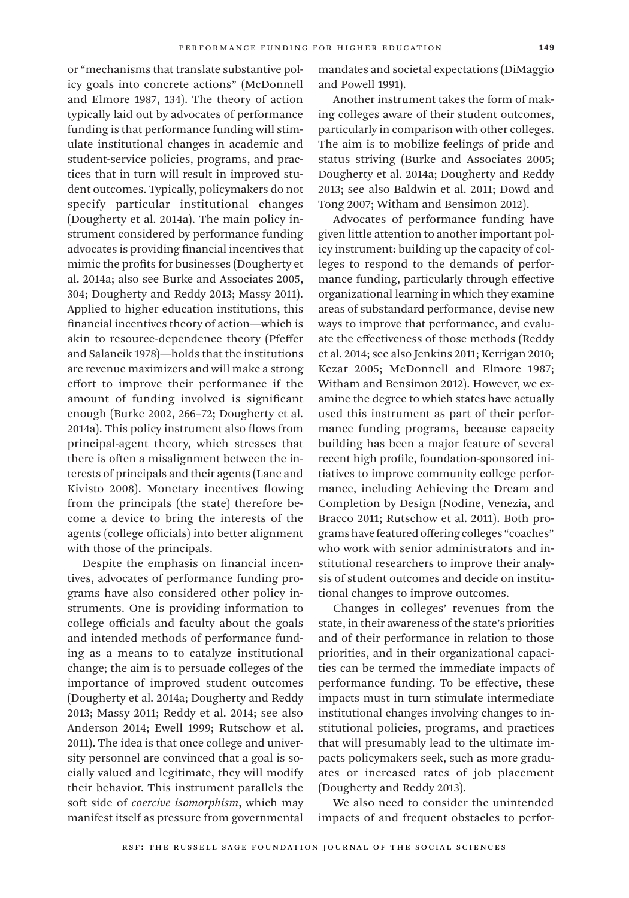or "mechanisms that translate substantive policy goals into concrete actions" (McDonnell and Elmore 1987, 134). The theory of action typically laid out by advocates of performance funding is that performance funding will stimulate institutional changes in academic and student-service policies, programs, and practices that in turn will result in improved student outcomes. Typically, policymakers do not specify particular institutional changes (Dougherty et al. 2014a). The main policy instrument considered by performance funding advocates is providing financial incentives that mimic the profits for businesses (Dougherty et al. 2014a; also see Burke and Associates 2005, 304; Dougherty and Reddy 2013; Massy 2011). Applied to higher education institutions, this financial incentives theory of action—which is akin to resource-dependence theory (Pfeffer and Salancik 1978)—holds that the institutions are revenue maximizers and will make a strong effort to improve their performance if the amount of funding involved is significant enough (Burke 2002, 266–72; Dougherty et al. 2014a). This policy instrument also flows from principal-agent theory, which stresses that there is often a misalignment between the interests of principals and their agents (Lane and Kivisto 2008). Monetary incentives flowing from the principals (the state) therefore become a device to bring the interests of the agents (college officials) into better alignment with those of the principals.

Despite the emphasis on financial incentives, advocates of performance funding programs have also considered other policy instruments. One is providing information to college officials and faculty about the goals and intended methods of performance funding as a means to to catalyze institutional change; the aim is to persuade colleges of the importance of improved student outcomes (Dougherty et al. 2014a; Dougherty and Reddy 2013; Massy 2011; Reddy et al. 2014; see also Anderson 2014; Ewell 1999; Rutschow et al. 2011). The idea is that once college and university personnel are convinced that a goal is socially valued and legitimate, they will modify their behavior. This instrument parallels the soft side of *coercive isomorphism*, which may manifest itself as pressure from governmental mandates and societal expectations (DiMaggio and Powell 1991).

Another instrument takes the form of making colleges aware of their student outcomes, particularly in comparison with other colleges. The aim is to mobilize feelings of pride and status striving (Burke and Associates 2005; Dougherty et al. 2014a; Dougherty and Reddy 2013; see also Baldwin et al. 2011; Dowd and Tong 2007; Witham and Bensimon 2012).

Advocates of performance funding have given little attention to another important policy instrument: building up the capacity of colleges to respond to the demands of performance funding, particularly through effective organizational learning in which they examine areas of substandard performance, devise new ways to improve that performance, and evaluate the effectiveness of those methods (Reddy et al. 2014; see also Jenkins 2011; Kerrigan 2010; Kezar 2005; McDonnell and Elmore 1987; Witham and Bensimon 2012). However, we examine the degree to which states have actually used this instrument as part of their performance funding programs, because capacity building has been a major feature of several recent high profile, foundation-sponsored initiatives to improve community college performance, including Achieving the Dream and Completion by Design (Nodine, Venezia, and Bracco 2011; Rutschow et al. 2011). Both programs have featured offering colleges "coaches" who work with senior administrators and institutional researchers to improve their analysis of student outcomes and decide on institutional changes to improve outcomes.

Changes in colleges' revenues from the state, in their awareness of the state's priorities and of their performance in relation to those priorities, and in their organizational capacities can be termed the immediate impacts of performance funding. To be effective, these impacts must in turn stimulate intermediate institutional changes involving changes to institutional policies, programs, and practices that will presumably lead to the ultimate impacts policymakers seek, such as more graduates or increased rates of job placement (Dougherty and Reddy 2013).

We also need to consider the unintended impacts of and frequent obstacles to perfor-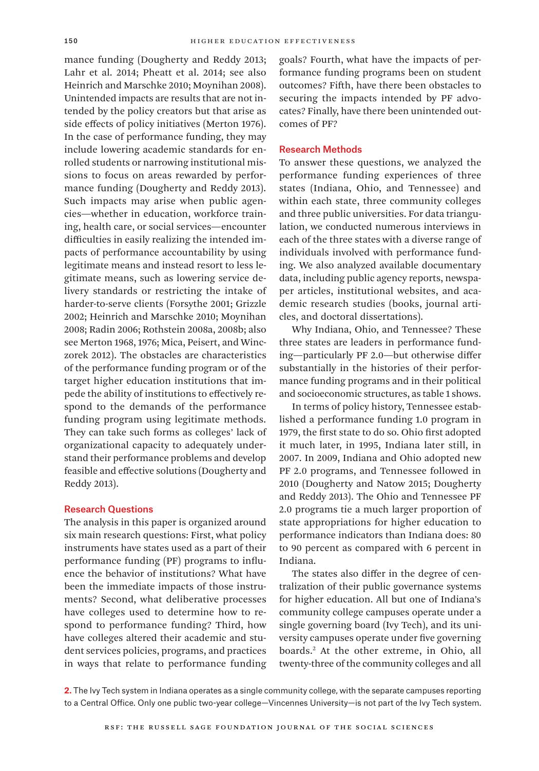mance funding (Dougherty and Reddy 2013; Lahr et al. 2014; Pheatt et al. 2014; see also Heinrich and Marschke 2010; Moynihan 2008). Unintended impacts are results that are not intended by the policy creators but that arise as side effects of policy initiatives (Merton 1976). In the case of performance funding, they may include lowering academic standards for enrolled students or narrowing institutional missions to focus on areas rewarded by performance funding (Dougherty and Reddy 2013). Such impacts may arise when public agencies—whether in education, workforce training, health care, or social services—encounter difficulties in easily realizing the intended impacts of performance accountability by using legitimate means and instead resort to less legitimate means, such as lowering service delivery standards or restricting the intake of harder-to-serve clients (Forsythe 2001; Grizzle 2002; Heinrich and Marschke 2010; Moynihan 2008; Radin 2006; Rothstein 2008a, 2008b; also see Merton 1968, 1976; Mica, Peisert, and Winczorek 2012). The obstacles are characteristics of the performance funding program or of the target higher education institutions that impede the ability of institutions to effectively respond to the demands of the performance funding program using legitimate methods. They can take such forms as colleges' lack of organizational capacity to adequately understand their performance problems and develop feasible and effective solutions (Dougherty and Reddy 2013).

## Research Questions

The analysis in this paper is organized around six main research questions: First, what policy instruments have states used as a part of their performance funding (PF) programs to influence the behavior of institutions? What have been the immediate impacts of those instruments? Second, what deliberative processes have colleges used to determine how to respond to performance funding? Third, how have colleges altered their academic and student services policies, programs, and practices in ways that relate to performance funding goals? Fourth, what have the impacts of performance funding programs been on student outcomes? Fifth, have there been obstacles to securing the impacts intended by PF advocates? Finally, have there been unintended outcomes of PF?

## Research Methods

To answer these questions, we analyzed the performance funding experiences of three states (Indiana, Ohio, and Tennessee) and within each state, three community colleges and three public universities. For data triangulation, we conducted numerous interviews in each of the three states with a diverse range of individuals involved with performance funding. We also analyzed available documentary data, including public agency reports, newspaper articles, institutional websites, and academic research studies (books, journal articles, and doctoral dissertations).

Why Indiana, Ohio, and Tennessee? These three states are leaders in performance funding—particularly PF 2.0—but otherwise differ substantially in the histories of their performance funding programs and in their political and socioeconomic structures, as table 1 shows.

In terms of policy history, Tennessee established a performance funding 1.0 program in 1979, the first state to do so. Ohio first adopted it much later, in 1995, Indiana later still, in 2007. In 2009, Indiana and Ohio adopted new PF 2.0 programs, and Tennessee followed in 2010 (Dougherty and Natow 2015; Dougherty and Reddy 2013). The Ohio and Tennessee PF 2.0 programs tie a much larger proportion of state appropriations for higher education to performance indicators than Indiana does: 80 to 90 percent as compared with 6 percent in Indiana.

The states also differ in the degree of centralization of their public governance systems for higher education. All but one of Indiana's community college campuses operate under a single governing board (Ivy Tech), and its university campuses operate under five governing boards.[2] At the other extreme, in Ohio, all twenty-three of the community colleges and all

2. The Ivy Tech system in Indiana operates as a single community college, with the separate campuses reporting to a Central Office. Only one public two-year college—Vincennes University—is not part of the Ivy Tech system.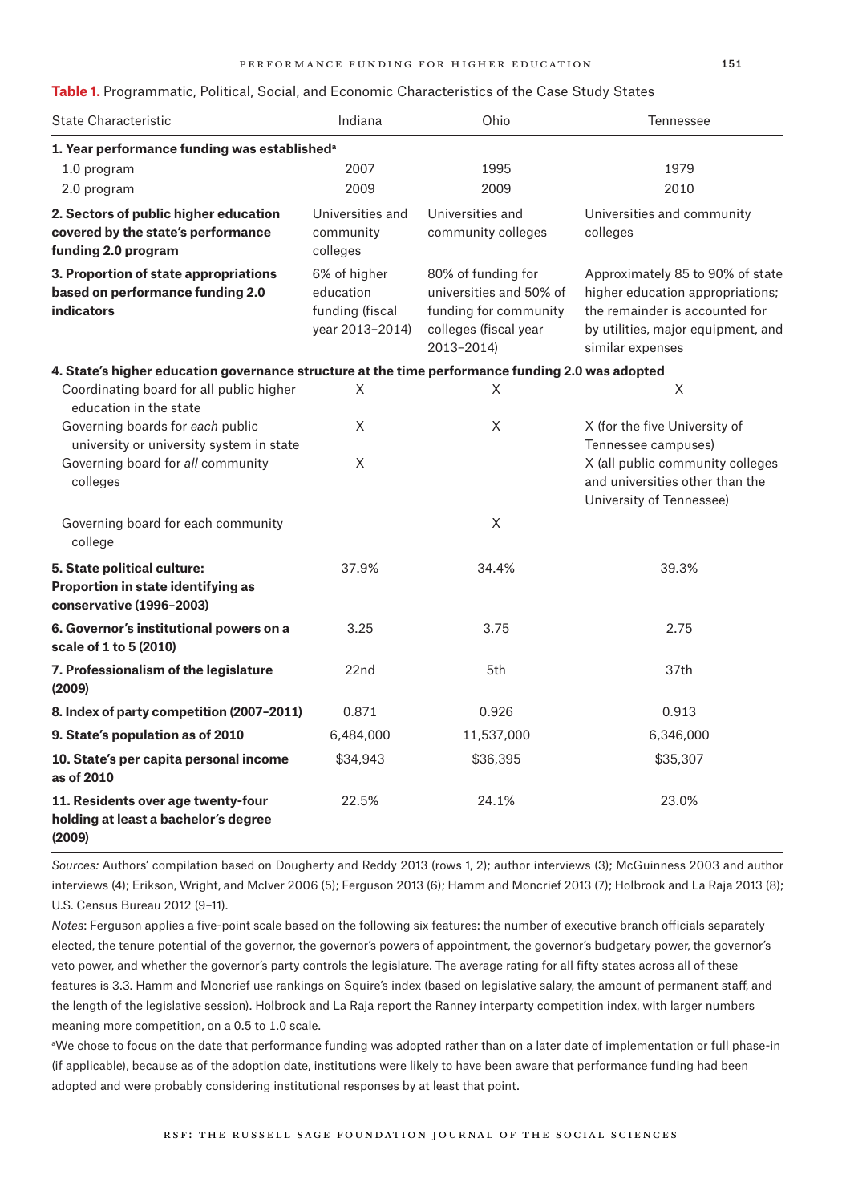**Table 1.** Programmatic, Political, Social, and Economic Characteristics of the Case Study States

| State Characteristic | Indiana | Ohio | Tennessee |
|---|---|---|---|
| **1. Year performance funding was established**[a] | | | |
| 1.0 program | 2007 | 1995 | 1979 |
| 2.0 program | 2009 | 2009 | 2010 |
| **2. Sectors of public higher education covered by the state's performance funding 2.0 program** | Universities and community colleges | Universities and community colleges | Universities and community colleges |
| **3. Proportion of state appropriations based on performance funding 2.0 indicators** | 6% of higher education funding (fiscal year 2013–2014) | 80% of funding for universities and 50% of funding for community colleges (fiscal year 2013–2014) | Approximately 85 to 90% of state higher education appropriations; the remainder is accounted for by utilities, major equipment, and similar expenses |
| **4. State's higher education governance structure at the time performance funding 2.0 was adopted** | | | |
| Coordinating board for all public higher education in the state | X | X | X |
| Governing boards for *each* public university or university system in state | X | X | X (for the five University of Tennessee campuses) |
| Governing board for *all* community colleges | X | | X (all public community colleges and universities other than the University of Tennessee) |
| Governing board for each community college | | X | |
| **5. State political culture: Proportion in state identifying as conservative (1996–2003)** | 37.9% | 34.4% | 39.3% |
| **6. Governor's institutional powers on a scale of 1 to 5 (2010)** | 3.25 | 3.75 | 2.75 |
| **7. Professionalism of the legislature (2009)** | 22nd | 5th | 37th |
| **8. Index of party competition (2007–2011)** | 0.871 | 0.926 | 0.913 |
| **9. State's population as of 2010** | 6,484,000 | 11,537,000 | 6,346,000 |
| **10. State's per capita personal income as of 2010** | $34,943 | $36,395 | $35,307 |
| **11. Residents over age twenty-four holding at least a bachelor's degree (2009)** | 22.5% | 24.1% | 23.0% |

*Sources:* Authors' compilation based on Dougherty and Reddy 2013 (rows 1, 2); author interviews (3); McGuinness 2003 and author interviews (4); Erikson, Wright, and McIver 2006 (5); Ferguson 2013 (6); Hamm and Moncrief 2013 (7); Holbrook and La Raja 2013 (8); U.S. Census Bureau 2012 (9–11).

*Notes*: Ferguson applies a five-point scale based on the following six features: the number of executive branch officials separately elected, the tenure potential of the governor, the governor's powers of appointment, the governor's budgetary power, the governor's veto power, and whether the governor's party controls the legislature. The average rating for all fifty states across all of these features is 3.3. Hamm and Moncrief use rankings on Squire's index (based on legislative salary, the amount of permanent staff, and the length of the legislative session). Holbrook and La Raja report the Ranney interparty competition index, with larger numbers meaning more competition, on a 0.5 to 1.0 scale.

[a]We chose to focus on the date that performance funding was adopted rather than on a later date of implementation or full phase-in (if applicable), because as of the adoption date, institutions were likely to have been aware that performance funding had been adopted and were probably considering institutional responses by at least that point.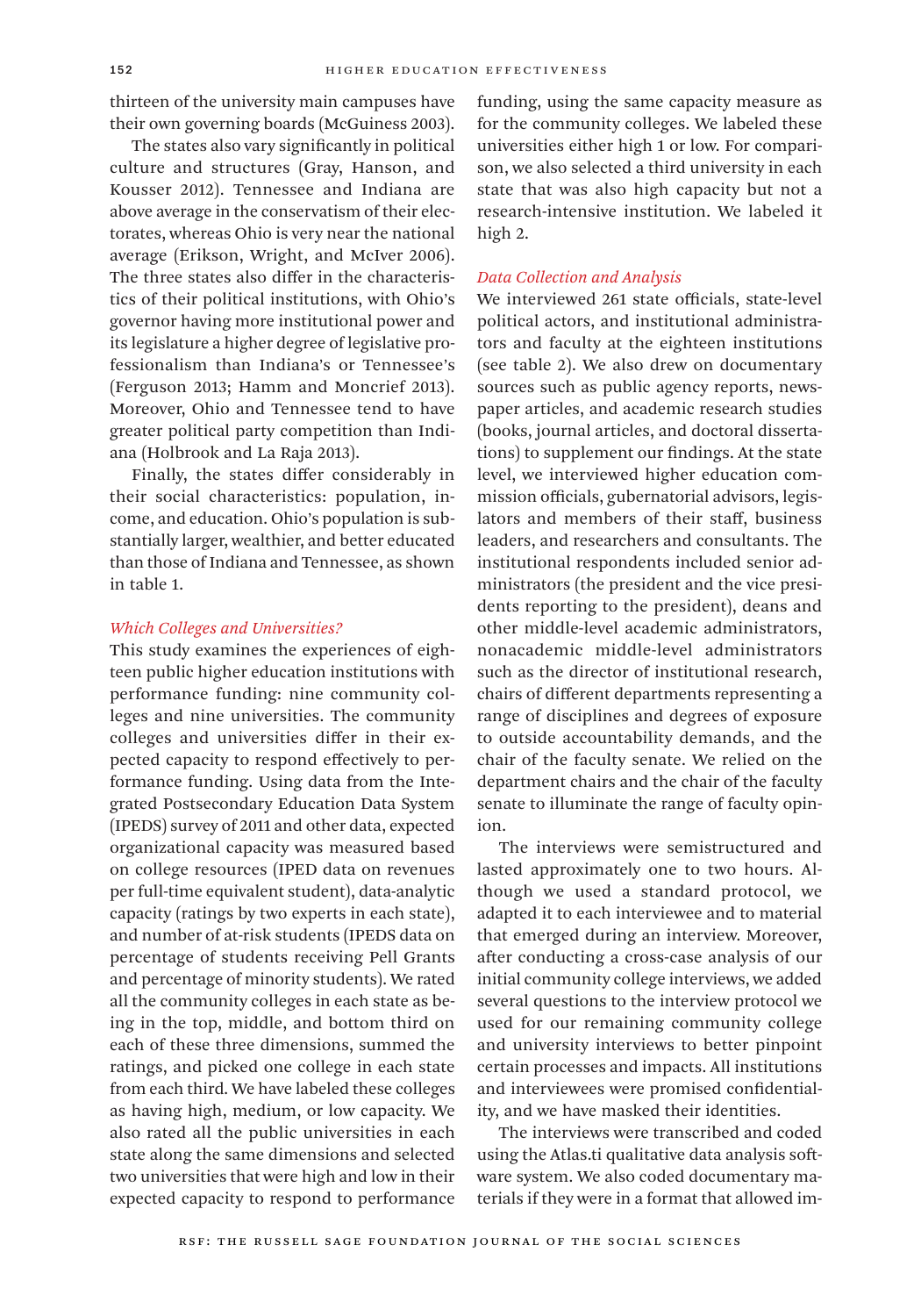thirteen of the university main campuses have their own governing boards (McGuiness 2003).

The states also vary significantly in political culture and structures (Gray, Hanson, and Kousser 2012). Tennessee and Indiana are above average in the conservatism of their electorates, whereas Ohio is very near the national average (Erikson, Wright, and McIver 2006). The three states also differ in the characteristics of their political institutions, with Ohio's governor having more institutional power and its legislature a higher degree of legislative professionalism than Indiana's or Tennessee's (Ferguson 2013; Hamm and Moncrief 2013). Moreover, Ohio and Tennessee tend to have greater political party competition than Indiana (Holbrook and La Raja 2013).

Finally, the states differ considerably in their social characteristics: population, income, and education. Ohio's population is substantially larger, wealthier, and better educated than those of Indiana and Tennessee, as shown in table 1.

### *Which Colleges and Universities?*

This study examines the experiences of eighteen public higher education institutions with performance funding: nine community colleges and nine universities. The community colleges and universities differ in their expected capacity to respond effectively to performance funding. Using data from the Integrated Postsecondary Education Data System (IPEDS) survey of 2011 and other data, expected organizational capacity was measured based on college resources (IPED data on revenues per full-time equivalent student), data-analytic capacity (ratings by two experts in each state), and number of at-risk students (IPEDS data on percentage of students receiving Pell Grants and percentage of minority students). We rated all the community colleges in each state as being in the top, middle, and bottom third on each of these three dimensions, summed the ratings, and picked one college in each state from each third. We have labeled these colleges as having high, medium, or low capacity. We also rated all the public universities in each state along the same dimensions and selected two universities that were high and low in their expected capacity to respond to performance funding, using the same capacity measure as for the community colleges. We labeled these universities either high 1 or low. For comparison, we also selected a third university in each state that was also high capacity but not a research-intensive institution. We labeled it high 2.

### *Data Collection and Analysis*

We interviewed 261 state officials, state-level political actors, and institutional administrators and faculty at the eighteen institutions (see table 2). We also drew on documentary sources such as public agency reports, newspaper articles, and academic research studies (books, journal articles, and doctoral dissertations) to supplement our findings. At the state level, we interviewed higher education commission officials, gubernatorial advisors, legislators and members of their staff, business leaders, and researchers and consultants. The institutional respondents included senior administrators (the president and the vice presidents reporting to the president), deans and other middle-level academic administrators, nonacademic middle-level administrators such as the director of institutional research, chairs of different departments representing a range of disciplines and degrees of exposure to outside accountability demands, and the chair of the faculty senate. We relied on the department chairs and the chair of the faculty senate to illuminate the range of faculty opinion.

The interviews were semistructured and lasted approximately one to two hours. Although we used a standard protocol, we adapted it to each interviewee and to material that emerged during an interview. Moreover, after conducting a cross-case analysis of our initial community college interviews, we added several questions to the interview protocol we used for our remaining community college and university interviews to better pinpoint certain processes and impacts. All institutions and interviewees were promised confidentiality, and we have masked their identities.

The interviews were transcribed and coded using the Atlas.ti qualitative data analysis software system. We also coded documentary materials if they were in a format that allowed im-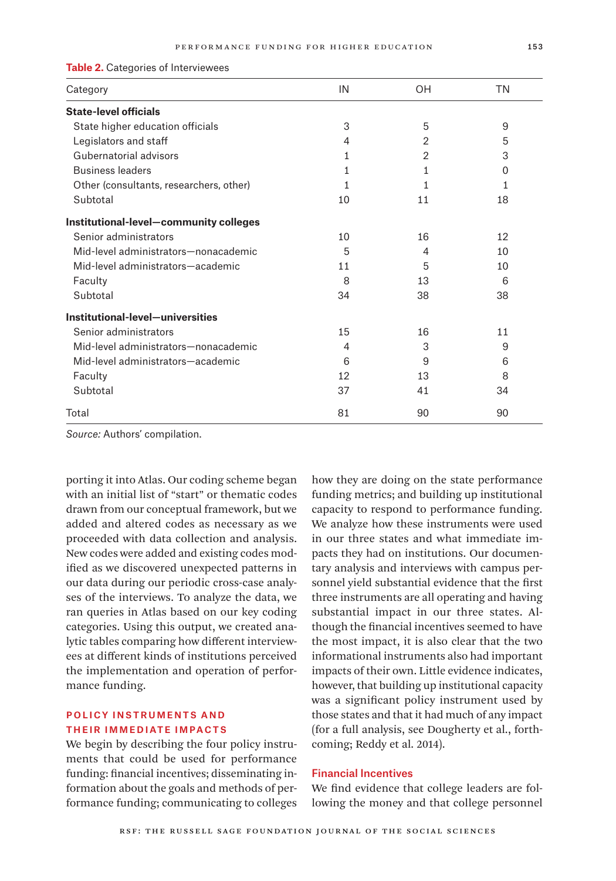**Table 2.** Categories of Interviewees

| Category | IN | OH | TN |
|---|---|---|---|
| **State-level officials** | | | |
| State higher education officials | 3 | 5 | 9 |
| Legislators and staff | 4 | 2 | 5 |
| Gubernatorial advisors | 1 | 2 | 3 |
| Business leaders | 1 | 1 | 0 |
| Other (consultants, researchers, other) | 1 | 1 | 1 |
| Subtotal | 10 | 11 | 18 |
| **Institutional-level—community colleges** | | | |
| Senior administrators | 10 | 16 | 12 |
| Mid-level administrators—nonacademic | 5 | 4 | 10 |
| Mid-level administrators—academic | 11 | 5 | 10 |
| Faculty | 8 | 13 | 6 |
| Subtotal | 34 | 38 | 38 |
| **Institutional-level—universities** | | | |
| Senior administrators | 15 | 16 | 11 |
| Mid-level administrators—nonacademic | 4 | 3 | 9 |
| Mid-level administrators—academic | 6 | 9 | 6 |
| Faculty | 12 | 13 | 8 |
| Subtotal | 37 | 41 | 34 |
| Total | 81 | 90 | 90 |

*Source:* Authors' compilation.

porting it into Atlas. Our coding scheme began with an initial list of "start" or thematic codes drawn from our conceptual framework, but we added and altered codes as necessary as we proceeded with data collection and analysis. New codes were added and existing codes modified as we discovered unexpected patterns in our data during our periodic cross-case analyses of the interviews. To analyze the data, we ran queries in Atlas based on our key coding categories. Using this output, we created analytic tables comparing how different interviewees at different kinds of institutions perceived the implementation and operation of performance funding.

## POLICY INSTRUMENTS AND THEIR IMMEDIATE IMPACTS

We begin by describing the four policy instruments that could be used for performance funding: financial incentives; disseminating information about the goals and methods of performance funding; communicating to colleges how they are doing on the state performance funding metrics; and building up institutional capacity to respond to performance funding. We analyze how these instruments were used in our three states and what immediate impacts they had on institutions. Our documentary analysis and interviews with campus personnel yield substantial evidence that the first three instruments are all operating and having substantial impact in our three states. Although the financial incentives seemed to have the most impact, it is also clear that the two informational instruments also had important impacts of their own. Little evidence indicates, however, that building up institutional capacity was a significant policy instrument used by those states and that it had much of any impact (for a full analysis, see Dougherty et al., forthcoming; Reddy et al. 2014).

### Financial Incentives

We find evidence that college leaders are following the money and that college personnel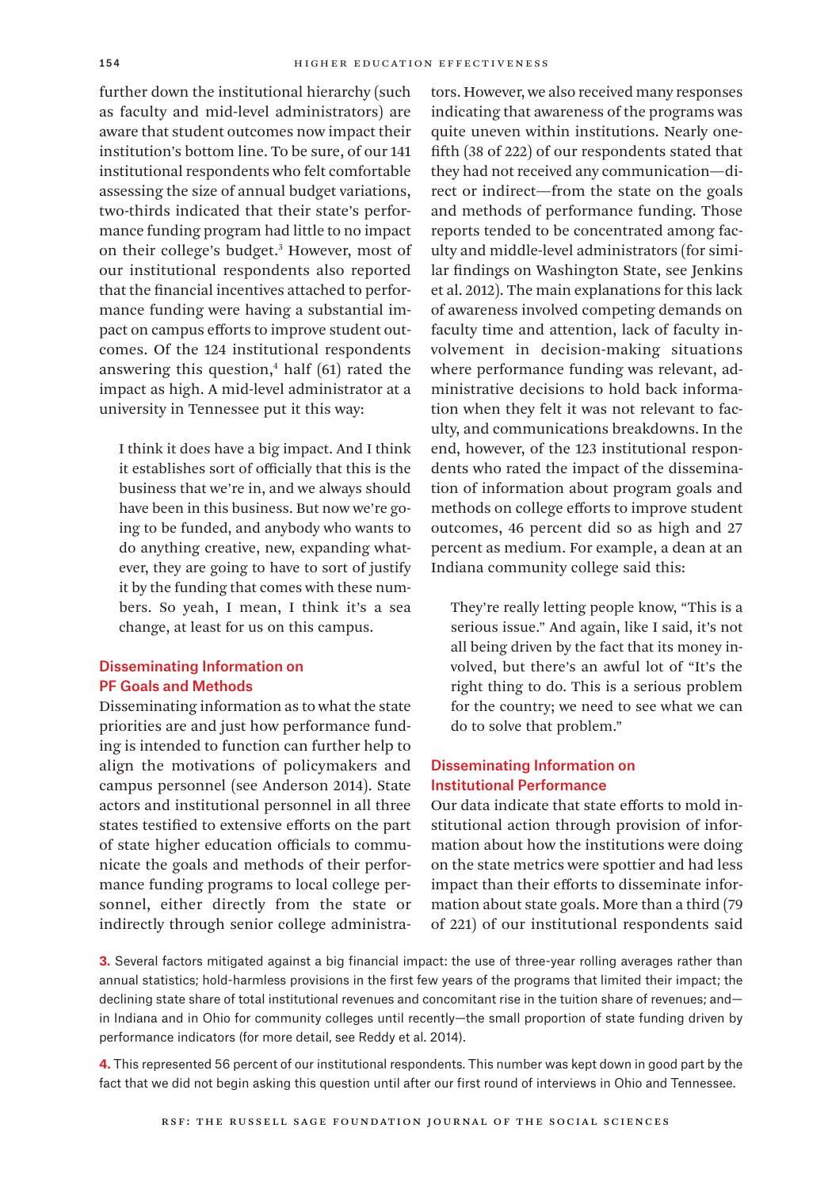further down the institutional hierarchy (such as faculty and mid-level administrators) are aware that student outcomes now impact their institution's bottom line. To be sure, of our 141 institutional respondents who felt comfortable assessing the size of annual budget variations, two-thirds indicated that their state's performance funding program had little to no impact on their college's budget.[3] However, most of our institutional respondents also reported that the financial incentives attached to performance funding were having a substantial impact on campus efforts to improve student outcomes. Of the 124 institutional respondents answering this question,[4] half (61) rated the impact as high. A mid-level administrator at a university in Tennessee put it this way:

> I think it does have a big impact. And I think it establishes sort of officially that this is the business that we're in, and we always should have been in this business. But now we're going to be funded, and anybody who wants to do anything creative, new, expanding whatever, they are going to have to sort of justify it by the funding that comes with these numbers. So yeah, I mean, I think it's a sea change, at least for us on this campus.

## Disseminating Information on PF Goals and Methods

Disseminating information as to what the state priorities are and just how performance funding is intended to function can further help to align the motivations of policymakers and campus personnel (see Anderson 2014). State actors and institutional personnel in all three states testified to extensive efforts on the part of state higher education officials to communicate the goals and methods of their performance funding programs to local college personnel, either directly from the state or indirectly through senior college administrators. However, we also received many responses indicating that awareness of the programs was quite uneven within institutions. Nearly one-fifth (38 of 222) of our respondents stated that they had not received any communication—direct or indirect—from the state on the goals and methods of performance funding. Those reports tended to be concentrated among faculty and middle-level administrators (for similar findings on Washington State, see Jenkins et al. 2012). The main explanations for this lack of awareness involved competing demands on faculty time and attention, lack of faculty involvement in decision-making situations where performance funding was relevant, administrative decisions to hold back information when they felt it was not relevant to faculty, and communications breakdowns. In the end, however, of the 123 institutional respondents who rated the impact of the dissemination of information about program goals and methods on college efforts to improve student outcomes, 46 percent did so as high and 27 percent as medium. For example, a dean at an Indiana community college said this:

> They're really letting people know, "This is a serious issue." And again, like I said, it's not all being driven by the fact that its money involved, but there's an awful lot of "It's the right thing to do. This is a serious problem for the country; we need to see what we can do to solve that problem."

## Disseminating Information on Institutional Performance

Our data indicate that state efforts to mold institutional action through provision of information about how the institutions were doing on the state metrics were spottier and had less impact than their efforts to disseminate information about state goals. More than a third (79 of 221) of our institutional respondents said

**3.** Several factors mitigated against a big financial impact: the use of three-year rolling averages rather than annual statistics; hold-harmless provisions in the first few years of the programs that limited their impact; the declining state share of total institutional revenues and concomitant rise in the tuition share of revenues; and—in Indiana and in Ohio for community colleges until recently—the small proportion of state funding driven by performance indicators (for more detail, see Reddy et al. 2014).

**4.** This represented 56 percent of our institutional respondents. This number was kept down in good part by the fact that we did not begin asking this question until after our first round of interviews in Ohio and Tennessee.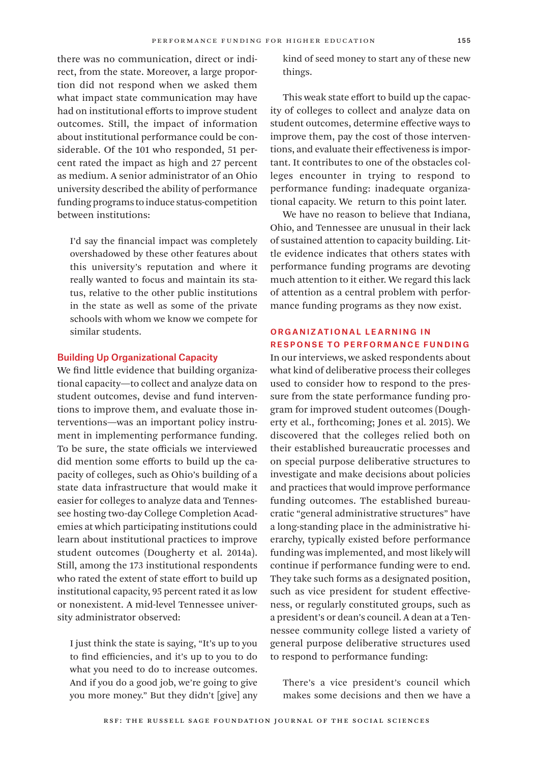there was no communication, direct or indirect, from the state. Moreover, a large proportion did not respond when we asked them what impact state communication may have had on institutional efforts to improve student outcomes. Still, the impact of information about institutional performance could be considerable. Of the 101 who responded, 51 percent rated the impact as high and 27 percent as medium. A senior administrator of an Ohio university described the ability of performance funding programs to induce status-competition between institutions:

> I'd say the financial impact was completely overshadowed by these other features about this university's reputation and where it really wanted to focus and maintain its status, relative to the other public institutions in the state as well as some of the private schools with whom we know we compete for similar students.

### Building Up Organizational Capacity

We find little evidence that building organizational capacity—to collect and analyze data on student outcomes, devise and fund interventions to improve them, and evaluate those interventions—was an important policy instrument in implementing performance funding. To be sure, the state officials we interviewed did mention some efforts to build up the capacity of colleges, such as Ohio's building of a state data infrastructure that would make it easier for colleges to analyze data and Tennessee hosting two-day College Completion Academies at which participating institutions could learn about institutional practices to improve student outcomes (Dougherty et al. 2014a). Still, among the 173 institutional respondents who rated the extent of state effort to build up institutional capacity, 95 percent rated it as low or nonexistent. A mid-level Tennessee university administrator observed:

> I just think the state is saying, "It's up to you to find efficiencies, and it's up to you to do what you need to do to increase outcomes. And if you do a good job, we're going to give you more money." But they didn't [give] any kind of seed money to start any of these new things.

This weak state effort to build up the capacity of colleges to collect and analyze data on student outcomes, determine effective ways to improve them, pay the cost of those interventions, and evaluate their effectiveness is important. It contributes to one of the obstacles colleges encounter in trying to respond to performance funding: inadequate organizational capacity. We return to this point later.

We have no reason to believe that Indiana, Ohio, and Tennessee are unusual in their lack of sustained attention to capacity building. Little evidence indicates that others states with performance funding programs are devoting much attention to it either. We regard this lack of attention as a central problem with performance funding programs as they now exist.

## ORGANIZATIONAL LEARNING IN RESPONSE TO PERFORMANCE FUNDING

In our interviews, we asked respondents about what kind of deliberative process their colleges used to consider how to respond to the pressure from the state performance funding program for improved student outcomes (Dougherty et al., forthcoming; Jones et al. 2015). We discovered that the colleges relied both on their established bureaucratic processes and on special purpose deliberative structures to investigate and make decisions about policies and practices that would improve performance funding outcomes. The established bureaucratic "general administrative structures" have a long-standing place in the administrative hierarchy, typically existed before performance funding was implemented, and most likely will continue if performance funding were to end. They take such forms as a designated position, such as vice president for student effectiveness, or regularly constituted groups, such as a president's or dean's council. A dean at a Tennessee community college listed a variety of general purpose deliberative structures used to respond to performance funding:

> There's a vice president's council which makes some decisions and then we have a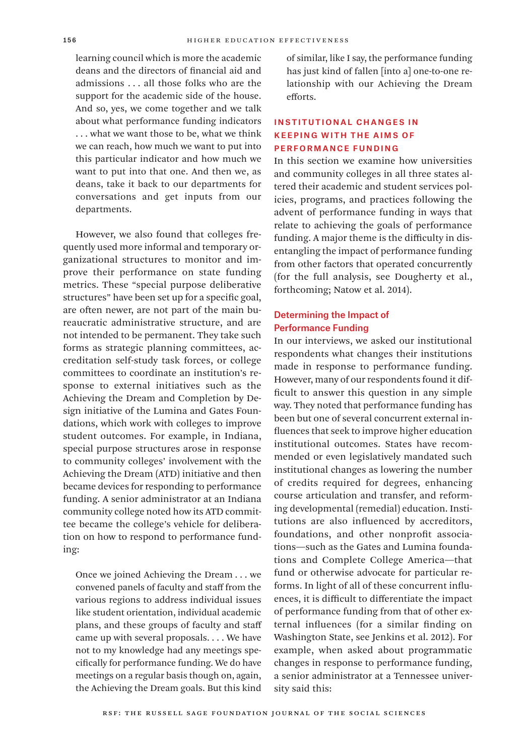learning council which is more the academic deans and the directors of financial aid and admissions . . . all those folks who are the support for the academic side of the house. And so, yes, we come together and we talk about what performance funding indicators . . . what we want those to be, what we think we can reach, how much we want to put into this particular indicator and how much we want to put into that one. And then we, as deans, take it back to our departments for conversations and get inputs from our departments.

However, we also found that colleges frequently used more informal and temporary organizational structures to monitor and improve their performance on state funding metrics. These "special purpose deliberative structures" have been set up for a specific goal, are often newer, are not part of the main bureaucratic administrative structure, and are not intended to be permanent. They take such forms as strategic planning committees, accreditation self-study task forces, or college committees to coordinate an institution's response to external initiatives such as the Achieving the Dream and Completion by Design initiative of the Lumina and Gates Foundations, which work with colleges to improve student outcomes. For example, in Indiana, special purpose structures arose in response to community colleges' involvement with the Achieving the Dream (ATD) initiative and then became devices for responding to performance funding. A senior administrator at an Indiana community college noted how its ATD committee became the college's vehicle for deliberation on how to respond to performance funding:

> Once we joined Achieving the Dream . . . we convened panels of faculty and staff from the various regions to address individual issues like student orientation, individual academic plans, and these groups of faculty and staff came up with several proposals. . . . We have not to my knowledge had any meetings specifically for performance funding. We do have meetings on a regular basis though on, again, the Achieving the Dream goals. But this kind of similar, like I say, the performance funding has just kind of fallen [into a] one-to-one relationship with our Achieving the Dream efforts.

## INSTITUTIONAL CHANGES IN KEEPING WITH THE AIMS OF PERFORMANCE FUNDING

In this section we examine how universities and community colleges in all three states altered their academic and student services policies, programs, and practices following the advent of performance funding in ways that relate to achieving the goals of performance funding. A major theme is the difficulty in disentangling the impact of performance funding from other factors that operated concurrently (for the full analysis, see Dougherty et al., forthcoming; Natow et al. 2014).

### Determining the Impact of Performance Funding

In our interviews, we asked our institutional respondents what changes their institutions made in response to performance funding. However, many of our respondents found it difficult to answer this question in any simple way. They noted that performance funding has been but one of several concurrent external influences that seek to improve higher education institutional outcomes. States have recommended or even legislatively mandated such institutional changes as lowering the number of credits required for degrees, enhancing course articulation and transfer, and reforming developmental (remedial) education. Institutions are also influenced by accreditors, foundations, and other nonprofit associations—such as the Gates and Lumina foundations and Complete College America—that fund or otherwise advocate for particular reforms. In light of all of these concurrent influences, it is difficult to differentiate the impact of performance funding from that of other external influences (for a similar finding on Washington State, see Jenkins et al. 2012). For example, when asked about programmatic changes in response to performance funding, a senior administrator at a Tennessee university said this: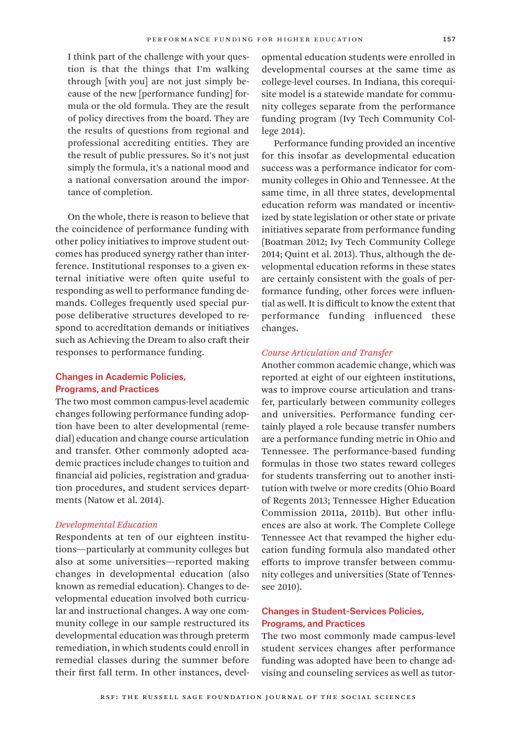> I think part of the challenge with your question is that the things that I'm walking through [with you] are not just simply because of the new [performance funding] formula or the old formula. They are the result of policy directives from the board. They are the results of questions from regional and professional accrediting entities. They are the result of public pressures. So it's not just simply the formula, it's a national mood and a national conversation around the importance of completion.

On the whole, there is reason to believe that the coincidence of performance funding with other policy initiatives to improve student outcomes has produced synergy rather than interference. Institutional responses to a given external initiative were often quite useful to responding as well to performance funding demands. Colleges frequently used special purpose deliberative structures developed to respond to accreditation demands or initiatives such as Achieving the Dream to also craft their responses to performance funding.

## Changes in Academic Policies, Programs, and Practices

The two most common campus-level academic changes following performance funding adoption have been to alter developmental (remedial) education and change course articulation and transfer. Other commonly adopted academic practices include changes to tuition and financial aid policies, registration and graduation procedures, and student services departments (Natow et al. 2014).

### *Developmental Education*

Respondents at ten of our eighteen institutions—particularly at community colleges but also at some universities—reported making changes in developmental education (also known as remedial education). Changes to developmental education involved both curricular and instructional changes. A way one community college in our sample restructured its developmental education was through preterm remediation, in which students could enroll in remedial classes during the summer before their first fall term. In other instances, developmental education students were enrolled in developmental courses at the same time as college-level courses. In Indiana, this corequisite model is a statewide mandate for community colleges separate from the performance funding program (Ivy Tech Community College 2014).

Performance funding provided an incentive for this insofar as developmental education success was a performance indicator for community colleges in Ohio and Tennessee. At the same time, in all three states, developmental education reform was mandated or incentivized by state legislation or other state or private initiatives separate from performance funding (Boatman 2012; Ivy Tech Community College 2014; Quint et al. 2013). Thus, although the developmental education reforms in these states are certainly consistent with the goals of performance funding, other forces were influential as well. It is difficult to know the extent that performance funding influenced these changes.

### *Course Articulation and Transfer*

Another common academic change, which was reported at eight of our eighteen institutions, was to improve course articulation and transfer, particularly between community colleges and universities. Performance funding certainly played a role because transfer numbers are a performance funding metric in Ohio and Tennessee. The performance-based funding formulas in those two states reward colleges for students transferring out to another institution with twelve or more credits (Ohio Board of Regents 2013; Tennessee Higher Education Commission 2011a, 2011b). But other influences are also at work. The Complete College Tennessee Act that revamped the higher education funding formula also mandated other efforts to improve transfer between community colleges and universities (State of Tennessee 2010).

## Changes in Student-Services Policies, Programs, and Practices

The two most commonly made campus-level student services changes after performance funding was adopted have been to change advising and counseling services as well as tutor-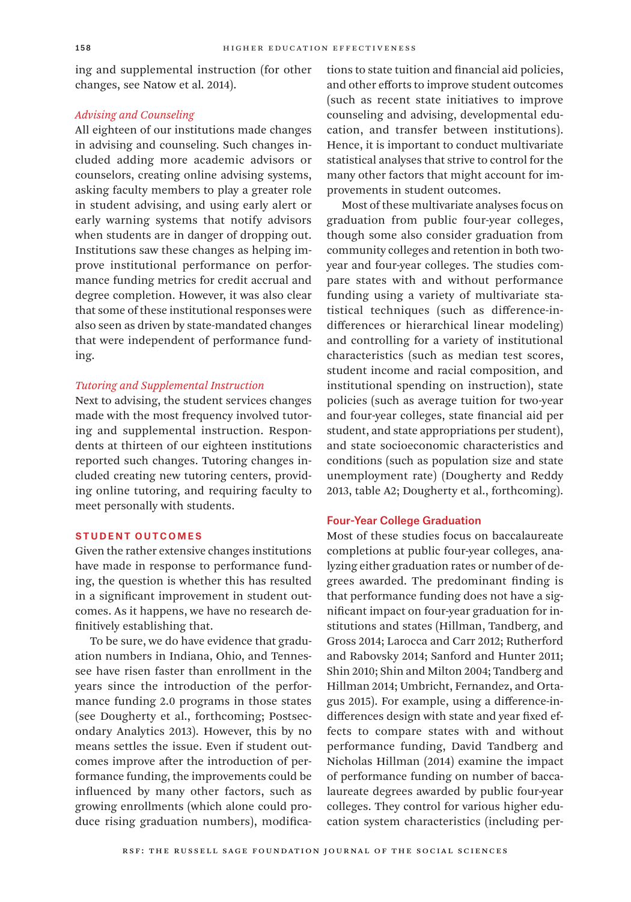ing and supplemental instruction (for other changes, see Natow et al. 2014).

### *Advising and Counseling*

All eighteen of our institutions made changes in advising and counseling. Such changes included adding more academic advisors or counselors, creating online advising systems, asking faculty members to play a greater role in student advising, and using early alert or early warning systems that notify advisors when students are in danger of dropping out. Institutions saw these changes as helping improve institutional performance on performance funding metrics for credit accrual and degree completion. However, it was also clear that some of these institutional responses were also seen as driven by state-mandated changes that were independent of performance funding.

### *Tutoring and Supplemental Instruction*

Next to advising, the student services changes made with the most frequency involved tutoring and supplemental instruction. Respondents at thirteen of our eighteen institutions reported such changes. Tutoring changes included creating new tutoring centers, providing online tutoring, and requiring faculty to meet personally with students.

## STUDENT OUTCOMES

Given the rather extensive changes institutions have made in response to performance funding, the question is whether this has resulted in a significant improvement in student outcomes. As it happens, we have no research definitively establishing that.

To be sure, we do have evidence that graduation numbers in Indiana, Ohio, and Tennessee have risen faster than enrollment in the years since the introduction of the performance funding 2.0 programs in those states (see Dougherty et al., forthcoming; Postsecondary Analytics 2013). However, this by no means settles the issue. Even if student outcomes improve after the introduction of performance funding, the improvements could be influenced by many other factors, such as growing enrollments (which alone could produce rising graduation numbers), modifications to state tuition and financial aid policies, and other efforts to improve student outcomes (such as recent state initiatives to improve counseling and advising, developmental education, and transfer between institutions). Hence, it is important to conduct multivariate statistical analyses that strive to control for the many other factors that might account for improvements in student outcomes.

Most of these multivariate analyses focus on graduation from public four-year colleges, though some also consider graduation from community colleges and retention in both two-year and four-year colleges. The studies compare states with and without performance funding using a variety of multivariate statistical techniques (such as difference-in-differences or hierarchical linear modeling) and controlling for a variety of institutional characteristics (such as median test scores, student income and racial composition, and institutional spending on instruction), state policies (such as average tuition for two-year and four-year colleges, state financial aid per student, and state appropriations per student), and state socioeconomic characteristics and conditions (such as population size and state unemployment rate) (Dougherty and Reddy 2013, table A2; Dougherty et al., forthcoming).

### Four-Year College Graduation

Most of these studies focus on baccalaureate completions at public four-year colleges, analyzing either graduation rates or number of degrees awarded. The predominant finding is that performance funding does not have a significant impact on four-year graduation for institutions and states (Hillman, Tandberg, and Gross 2014; Larocca and Carr 2012; Rutherford and Rabovsky 2014; Sanford and Hunter 2011; Shin 2010; Shin and Milton 2004; Tandberg and Hillman 2014; Umbricht, Fernandez, and Ortagus 2015). For example, using a difference-in-differences design with state and year fixed effects to compare states with and without performance funding, David Tandberg and Nicholas Hillman (2014) examine the impact of performance funding on number of baccalaureate degrees awarded by public four-year colleges. They control for various higher education system characteristics (including per-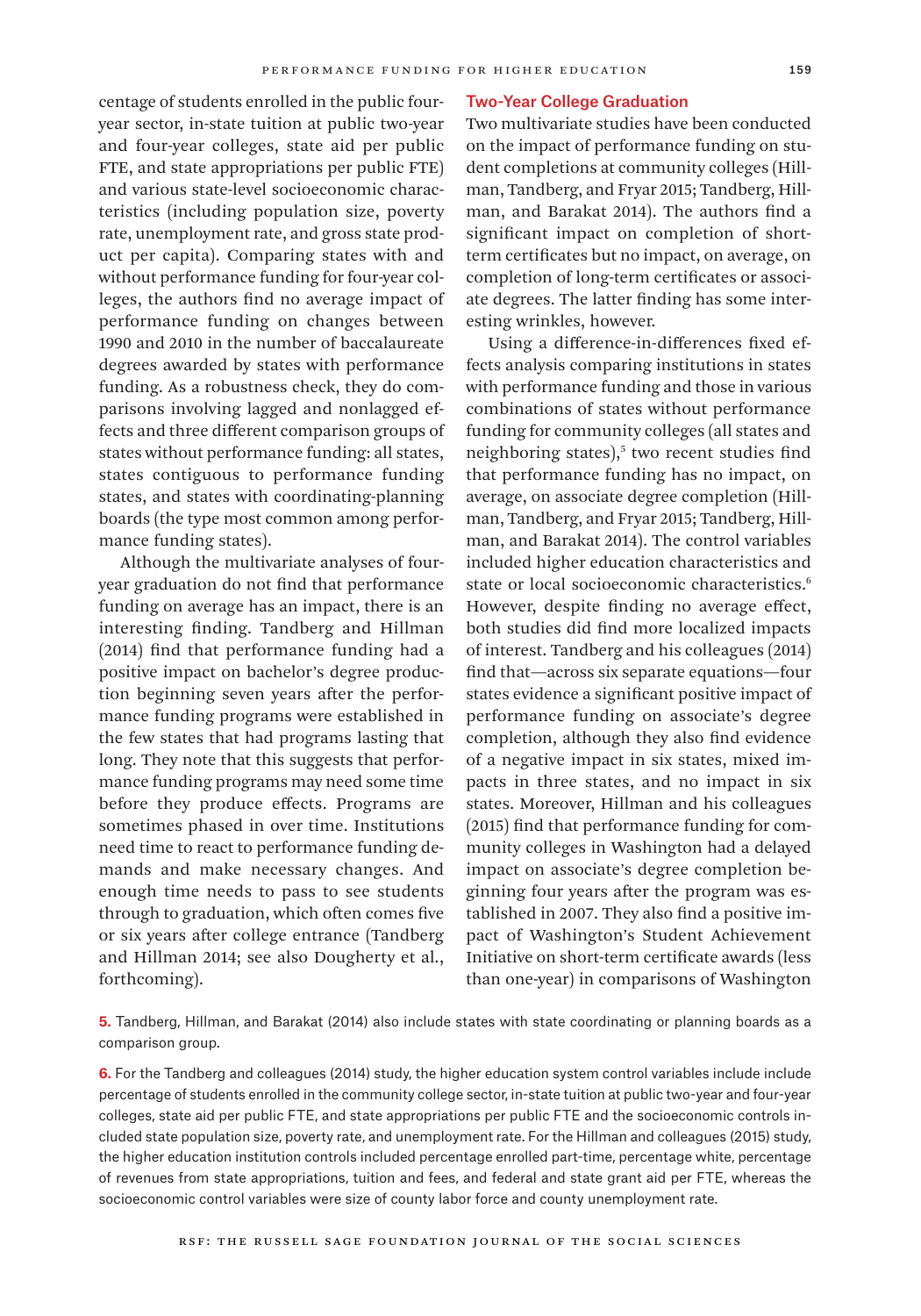centage of students enrolled in the public four-year sector, in-state tuition at public two-year and four-year colleges, state aid per public FTE, and state appropriations per public FTE) and various state-level socioeconomic characteristics (including population size, poverty rate, unemployment rate, and gross state product per capita). Comparing states with and without performance funding for four-year colleges, the authors find no average impact of performance funding on changes between 1990 and 2010 in the number of baccalaureate degrees awarded by states with performance funding. As a robustness check, they do comparisons involving lagged and nonlagged effects and three different comparison groups of states without performance funding: all states, states contiguous to performance funding states, and states with coordinating-planning boards (the type most common among performance funding states).

Although the multivariate analyses of four-year graduation do not find that performance funding on average has an impact, there is an interesting finding. Tandberg and Hillman (2014) find that performance funding had a positive impact on bachelor's degree production beginning seven years after the performance funding programs were established in the few states that had programs lasting that long. They note that this suggests that performance funding programs may need some time before they produce effects. Programs are sometimes phased in over time. Institutions need time to react to performance funding demands and make necessary changes. And enough time needs to pass to see students through to graduation, which often comes five or six years after college entrance (Tandberg and Hillman 2014; see also Dougherty et al., forthcoming).

## Two-Year College Graduation

Two multivariate studies have been conducted on the impact of performance funding on student completions at community colleges (Hillman, Tandberg, and Fryar 2015; Tandberg, Hillman, and Barakat 2014). The authors find a significant impact on completion of short-term certificates but no impact, on average, on completion of long-term certificates or associate degrees. The latter finding has some interesting wrinkles, however.

Using a difference-in-differences fixed effects analysis comparing institutions in states with performance funding and those in various combinations of states without performance funding for community colleges (all states and neighboring states),[5] two recent studies find that performance funding has no impact, on average, on associate degree completion (Hillman, Tandberg, and Fryar 2015; Tandberg, Hillman, and Barakat 2014). The control variables included higher education characteristics and state or local socioeconomic characteristics.[6] However, despite finding no average effect, both studies did find more localized impacts of interest. Tandberg and his colleagues (2014) find that—across six separate equations—four states evidence a significant positive impact of performance funding on associate's degree completion, although they also find evidence of a negative impact in six states, mixed impacts in three states, and no impact in six states. Moreover, Hillman and his colleagues (2015) find that performance funding for community colleges in Washington had a delayed impact on associate's degree completion beginning four years after the program was established in 2007. They also find a positive impact of Washington's Student Achievement Initiative on short-term certificate awards (less than one-year) in comparisons of Washington

5. Tandberg, Hillman, and Barakat (2014) also include states with state coordinating or planning boards as a comparison group.

6. For the Tandberg and colleagues (2014) study, the higher education system control variables include include percentage of students enrolled in the community college sector, in-state tuition at public two-year and four-year colleges, state aid per public FTE, and state appropriations per public FTE and the socioeconomic controls included state population size, poverty rate, and unemployment rate. For the Hillman and colleagues (2015) study, the higher education institution controls included percentage enrolled part-time, percentage white, percentage of revenues from state appropriations, tuition and fees, and federal and state grant aid per FTE, whereas the socioeconomic control variables were size of county labor force and county unemployment rate.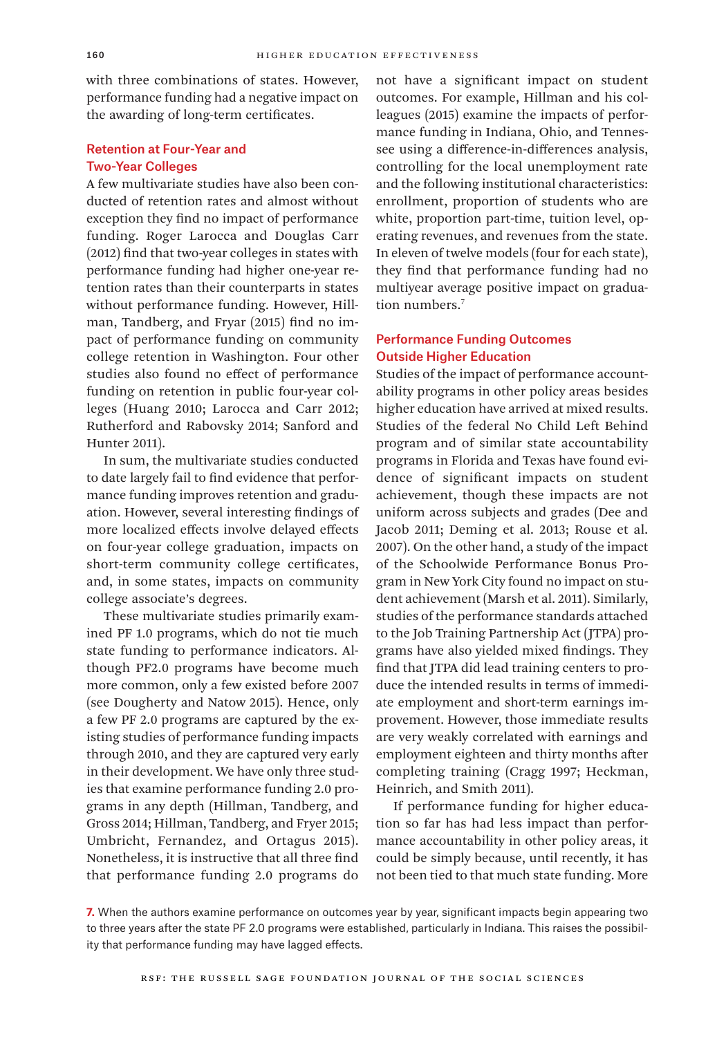with three combinations of states. However, performance funding had a negative impact on the awarding of long-term certificates.

### Retention at Four-Year and Two-Year Colleges

A few multivariate studies have also been conducted of retention rates and almost without exception they find no impact of performance funding. Roger Larocca and Douglas Carr (2012) find that two-year colleges in states with performance funding had higher one-year retention rates than their counterparts in states without performance funding. However, Hillman, Tandberg, and Fryar (2015) find no impact of performance funding on community college retention in Washington. Four other studies also found no effect of performance funding on retention in public four-year colleges (Huang 2010; Larocca and Carr 2012; Rutherford and Rabovsky 2014; Sanford and Hunter 2011).

In sum, the multivariate studies conducted to date largely fail to find evidence that performance funding improves retention and graduation. However, several interesting findings of more localized effects involve delayed effects on four-year college graduation, impacts on short-term community college certificates, and, in some states, impacts on community college associate's degrees.

These multivariate studies primarily examined PF 1.0 programs, which do not tie much state funding to performance indicators. Although PF2.0 programs have become much more common, only a few existed before 2007 (see Dougherty and Natow 2015). Hence, only a few PF 2.0 programs are captured by the existing studies of performance funding impacts through 2010, and they are captured very early in their development. We have only three studies that examine performance funding 2.0 programs in any depth (Hillman, Tandberg, and Gross 2014; Hillman, Tandberg, and Fryer 2015; Umbricht, Fernandez, and Ortagus 2015). Nonetheless, it is instructive that all three find that performance funding 2.0 programs do not have a significant impact on student outcomes. For example, Hillman and his colleagues (2015) examine the impacts of performance funding in Indiana, Ohio, and Tennessee using a difference-in-differences analysis, controlling for the local unemployment rate and the following institutional characteristics: enrollment, proportion of students who are white, proportion part-time, tuition level, operating revenues, and revenues from the state. In eleven of twelve models (four for each state), they find that performance funding had no multiyear average positive impact on graduation numbers.[7]

### Performance Funding Outcomes Outside Higher Education

Studies of the impact of performance accountability programs in other policy areas besides higher education have arrived at mixed results. Studies of the federal No Child Left Behind program and of similar state accountability programs in Florida and Texas have found evidence of significant impacts on student achievement, though these impacts are not uniform across subjects and grades (Dee and Jacob 2011; Deming et al. 2013; Rouse et al. 2007). On the other hand, a study of the impact of the Schoolwide Performance Bonus Program in New York City found no impact on student achievement (Marsh et al. 2011). Similarly, studies of the performance standards attached to the Job Training Partnership Act (JTPA) programs have also yielded mixed findings. They find that JTPA did lead training centers to produce the intended results in terms of immediate employment and short-term earnings improvement. However, those immediate results are very weakly correlated with earnings and employment eighteen and thirty months after completing training (Cragg 1997; Heckman, Heinrich, and Smith 2011).

If performance funding for higher education so far has had less impact than performance accountability in other policy areas, it could be simply because, until recently, it has not been tied to that much state funding. More

7. When the authors examine performance on outcomes year by year, significant impacts begin appearing two to three years after the state PF 2.0 programs were established, particularly in Indiana. This raises the possibility that performance funding may have lagged effects.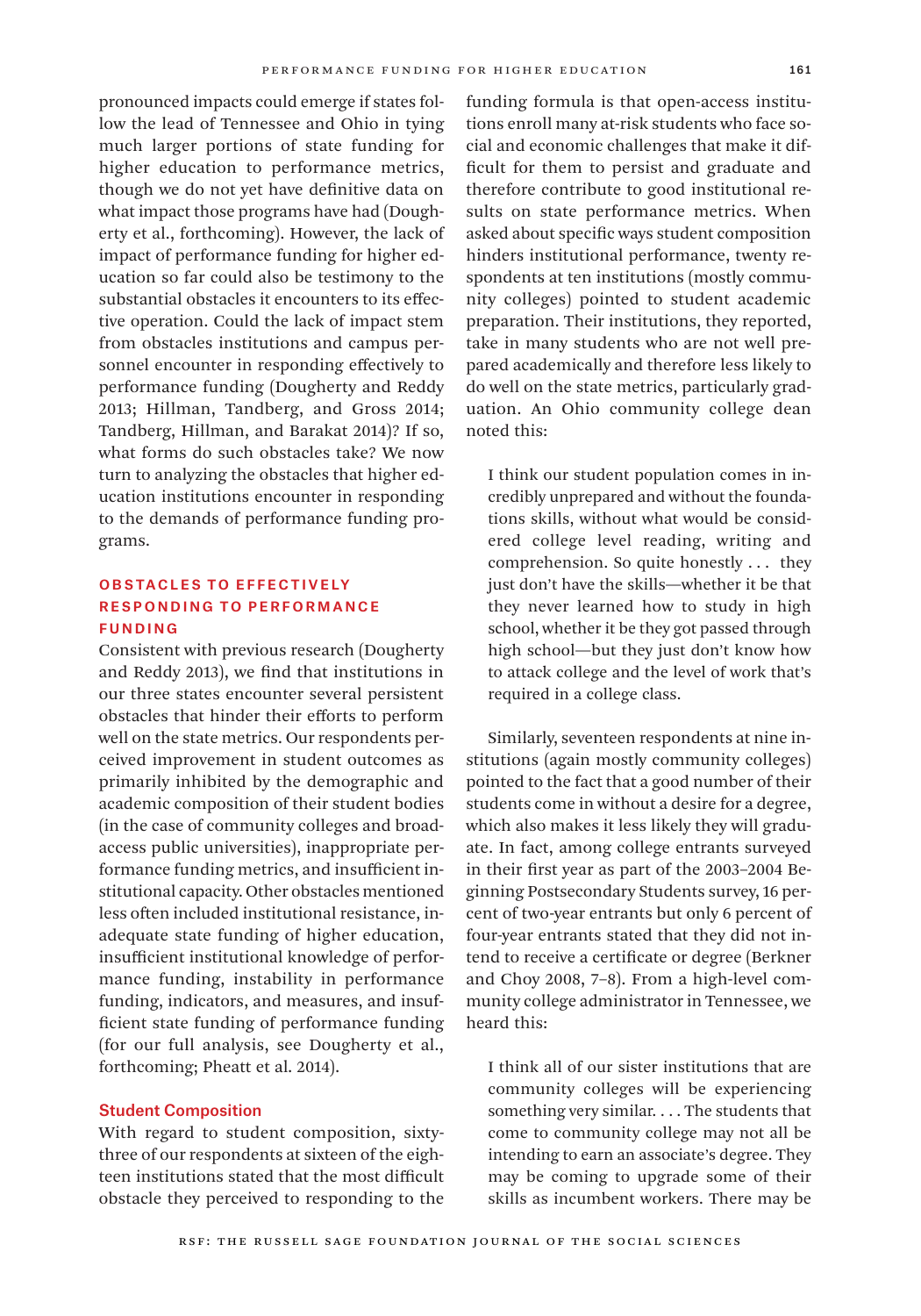pronounced impacts could emerge if states follow the lead of Tennessee and Ohio in tying much larger portions of state funding for higher education to performance metrics, though we do not yet have definitive data on what impact those programs have had (Dougherty et al., forthcoming). However, the lack of impact of performance funding for higher education so far could also be testimony to the substantial obstacles it encounters to its effective operation. Could the lack of impact stem from obstacles institutions and campus personnel encounter in responding effectively to performance funding (Dougherty and Reddy 2013; Hillman, Tandberg, and Gross 2014; Tandberg, Hillman, and Barakat 2014)? If so, what forms do such obstacles take? We now turn to analyzing the obstacles that higher education institutions encounter in responding to the demands of performance funding programs.

## OBSTACLES TO EFFECTIVELY RESPONDING TO PERFORMANCE FUNDING

Consistent with previous research (Dougherty and Reddy 2013), we find that institutions in our three states encounter several persistent obstacles that hinder their efforts to perform well on the state metrics. Our respondents perceived improvement in student outcomes as primarily inhibited by the demographic and academic composition of their student bodies (in the case of community colleges and broad-access public universities), inappropriate performance funding metrics, and insufficient institutional capacity. Other obstacles mentioned less often included institutional resistance, inadequate state funding of higher education, insufficient institutional knowledge of performance funding, instability in performance funding, indicators, and measures, and insufficient state funding of performance funding (for our full analysis, see Dougherty et al., forthcoming; Pheatt et al. 2014).

### Student Composition

With regard to student composition, sixty-three of our respondents at sixteen of the eighteen institutions stated that the most difficult obstacle they perceived to responding to the funding formula is that open-access institutions enroll many at-risk students who face social and economic challenges that make it difficult for them to persist and graduate and therefore contribute to good institutional results on state performance metrics. When asked about specific ways student composition hinders institutional performance, twenty respondents at ten institutions (mostly community colleges) pointed to student academic preparation. Their institutions, they reported, take in many students who are not well prepared academically and therefore less likely to do well on the state metrics, particularly graduation. An Ohio community college dean noted this:

> I think our student population comes in incredibly unprepared and without the foundations skills, without what would be considered college level reading, writing and comprehension. So quite honestly . . . they just don't have the skills—whether it be that they never learned how to study in high school, whether it be they got passed through high school—but they just don't know how to attack college and the level of work that's required in a college class.

Similarly, seventeen respondents at nine institutions (again mostly community colleges) pointed to the fact that a good number of their students come in without a desire for a degree, which also makes it less likely they will graduate. In fact, among college entrants surveyed in their first year as part of the 2003–2004 Beginning Postsecondary Students survey, 16 percent of two-year entrants but only 6 percent of four-year entrants stated that they did not intend to receive a certificate or degree (Berkner and Choy 2008, 7–8). From a high-level community college administrator in Tennessee, we heard this:

> I think all of our sister institutions that are community colleges will be experiencing something very similar. . . . The students that come to community college may not all be intending to earn an associate's degree. They may be coming to upgrade some of their skills as incumbent workers. There may be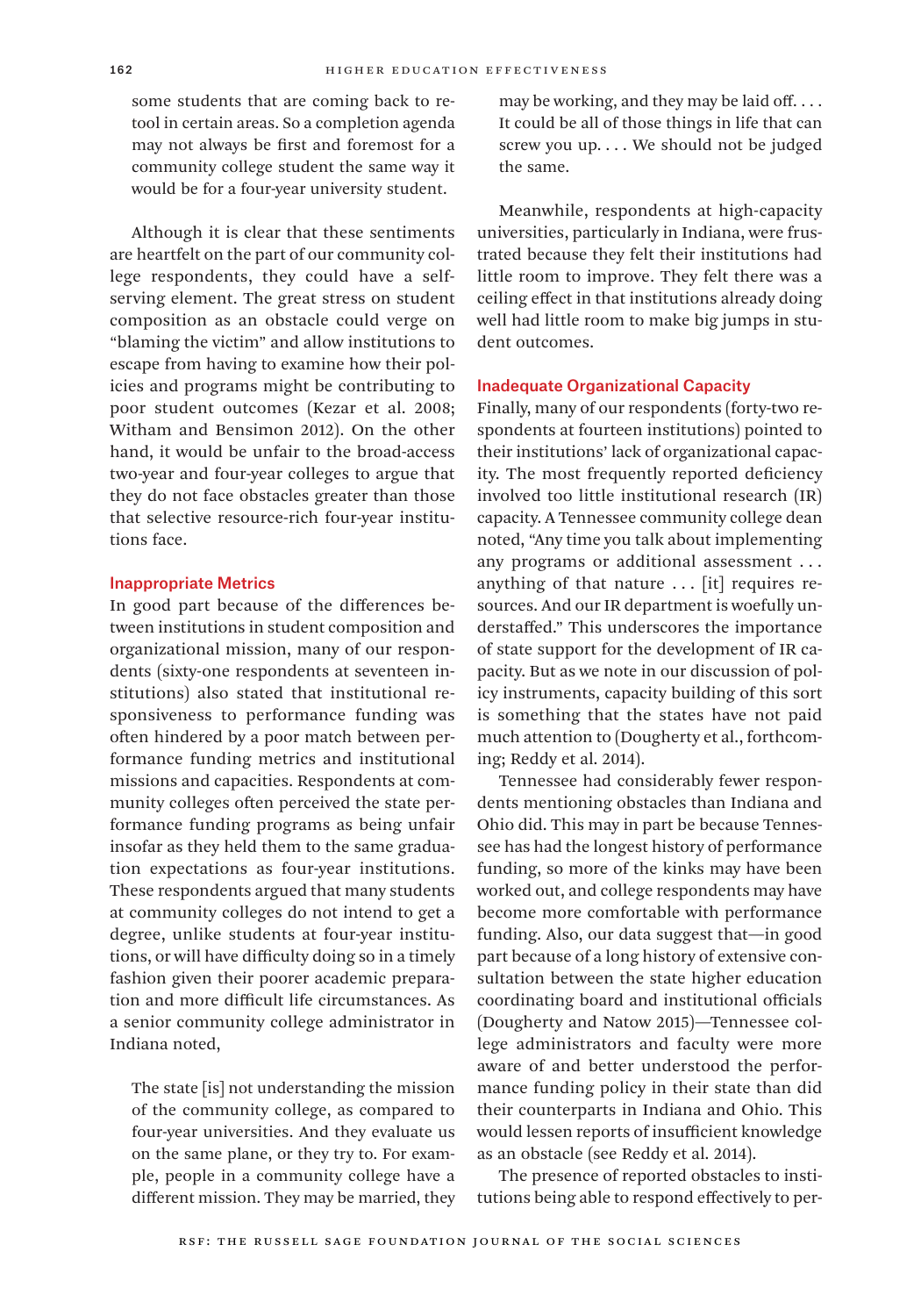> some students that are coming back to retool in certain areas. So a completion agenda may not always be first and foremost for a community college student the same way it would be for a four-year university student.

Although it is clear that these sentiments are heartfelt on the part of our community college respondents, they could have a self-serving element. The great stress on student composition as an obstacle could verge on "blaming the victim" and allow institutions to escape from having to examine how their policies and programs might be contributing to poor student outcomes (Kezar et al. 2008; Witham and Bensimon 2012). On the other hand, it would be unfair to the broad-access two-year and four-year colleges to argue that they do not face obstacles greater than those that selective resource-rich four-year institutions face.

### Inappropriate Metrics

In good part because of the differences between institutions in student composition and organizational mission, many of our respondents (sixty-one respondents at seventeen institutions) also stated that institutional responsiveness to performance funding was often hindered by a poor match between performance funding metrics and institutional missions and capacities. Respondents at community colleges often perceived the state performance funding programs as being unfair insofar as they held them to the same graduation expectations as four-year institutions. These respondents argued that many students at community colleges do not intend to get a degree, unlike students at four-year institutions, or will have difficulty doing so in a timely fashion given their poorer academic preparation and more difficult life circumstances. As a senior community college administrator in Indiana noted,

> The state [is] not understanding the mission of the community college, as compared to four-year universities. And they evaluate us on the same plane, or they try to. For example, people in a community college have a different mission. They may be married, they may be working, and they may be laid off. . . . It could be all of those things in life that can screw you up. . . . We should not be judged the same.

Meanwhile, respondents at high-capacity universities, particularly in Indiana, were frustrated because they felt their institutions had little room to improve. They felt there was a ceiling effect in that institutions already doing well had little room to make big jumps in student outcomes.

### Inadequate Organizational Capacity

Finally, many of our respondents (forty-two respondents at fourteen institutions) pointed to their institutions' lack of organizational capacity. The most frequently reported deficiency involved too little institutional research (IR) capacity. A Tennessee community college dean noted, "Any time you talk about implementing any programs or additional assessment . . . anything of that nature . . . [it] requires resources. And our IR department is woefully understaffed." This underscores the importance of state support for the development of IR capacity. But as we note in our discussion of policy instruments, capacity building of this sort is something that the states have not paid much attention to (Dougherty et al., forthcoming; Reddy et al. 2014).

Tennessee had considerably fewer respondents mentioning obstacles than Indiana and Ohio did. This may in part be because Tennessee has had the longest history of performance funding, so more of the kinks may have been worked out, and college respondents may have become more comfortable with performance funding. Also, our data suggest that—in good part because of a long history of extensive consultation between the state higher education coordinating board and institutional officials (Dougherty and Natow 2015)—Tennessee college administrators and faculty were more aware of and better understood the performance funding policy in their state than did their counterparts in Indiana and Ohio. This would lessen reports of insufficient knowledge as an obstacle (see Reddy et al. 2014).

The presence of reported obstacles to institutions being able to respond effectively to per-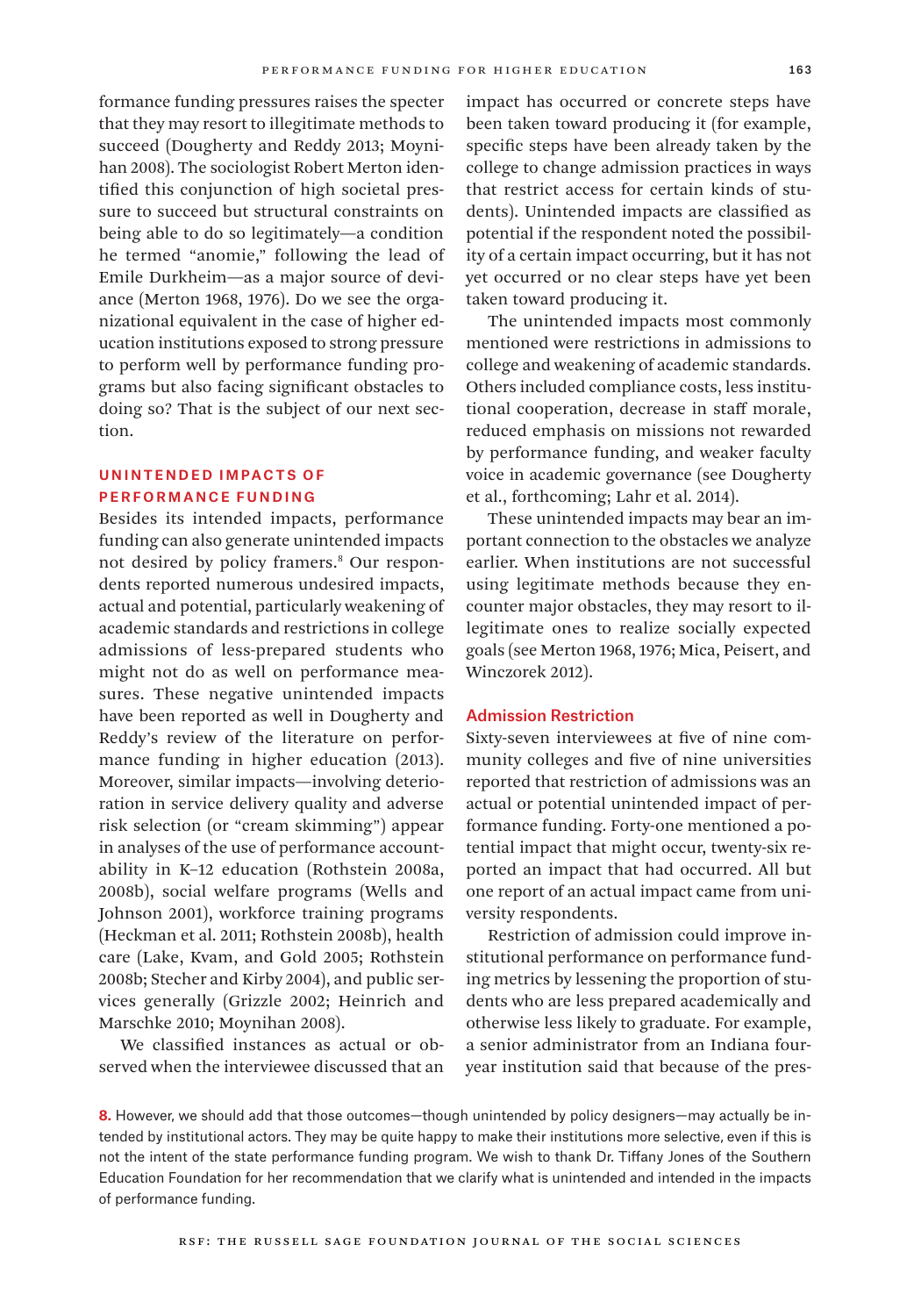formance funding pressures raises the specter that they may resort to illegitimate methods to succeed (Dougherty and Reddy 2013; Moynihan 2008). The sociologist Robert Merton identified this conjunction of high societal pressure to succeed but structural constraints on being able to do so legitimately—a condition he termed "anomie," following the lead of Emile Durkheim—as a major source of deviance (Merton 1968, 1976). Do we see the organizational equivalent in the case of higher education institutions exposed to strong pressure to perform well by performance funding programs but also facing significant obstacles to doing so? That is the subject of our next section.

## UNINTENDED IMPACTS OF PERFORMANCE FUNDING

Besides its intended impacts, performance funding can also generate unintended impacts not desired by policy framers.[8] Our respondents reported numerous undesired impacts, actual and potential, particularly weakening of academic standards and restrictions in college admissions of less-prepared students who might not do as well on performance measures. These negative unintended impacts have been reported as well in Dougherty and Reddy's review of the literature on performance funding in higher education (2013). Moreover, similar impacts—involving deterioration in service delivery quality and adverse risk selection (or "cream skimming") appear in analyses of the use of performance accountability in K–12 education (Rothstein 2008a, 2008b), social welfare programs (Wells and Johnson 2001), workforce training programs (Heckman et al. 2011; Rothstein 2008b), health care (Lake, Kvam, and Gold 2005; Rothstein 2008b; Stecher and Kirby 2004), and public services generally (Grizzle 2002; Heinrich and Marschke 2010; Moynihan 2008).

We classified instances as actual or observed when the interviewee discussed that an impact has occurred or concrete steps have been taken toward producing it (for example, specific steps have been already taken by the college to change admission practices in ways that restrict access for certain kinds of students). Unintended impacts are classified as potential if the respondent noted the possibility of a certain impact occurring, but it has not yet occurred or no clear steps have yet been taken toward producing it.

The unintended impacts most commonly mentioned were restrictions in admissions to college and weakening of academic standards. Others included compliance costs, less institutional cooperation, decrease in staff morale, reduced emphasis on missions not rewarded by performance funding, and weaker faculty voice in academic governance (see Dougherty et al., forthcoming; Lahr et al. 2014).

These unintended impacts may bear an important connection to the obstacles we analyze earlier. When institutions are not successful using legitimate methods because they encounter major obstacles, they may resort to illegitimate ones to realize socially expected goals (see Merton 1968, 1976; Mica, Peisert, and Winczorek 2012).

### Admission Restriction

Sixty-seven interviewees at five of nine community colleges and five of nine universities reported that restriction of admissions was an actual or potential unintended impact of performance funding. Forty-one mentioned a potential impact that might occur, twenty-six reported an impact that had occurred. All but one report of an actual impact came from university respondents.

Restriction of admission could improve institutional performance on performance funding metrics by lessening the proportion of students who are less prepared academically and otherwise less likely to graduate. For example, a senior administrator from an Indiana four-year institution said that because of the pres-

8. However, we should add that those outcomes—though unintended by policy designers—may actually be intended by institutional actors. They may be quite happy to make their institutions more selective, even if this is not the intent of the state performance funding program. We wish to thank Dr. Tiffany Jones of the Southern Education Foundation for her recommendation that we clarify what is unintended and intended in the impacts of performance funding.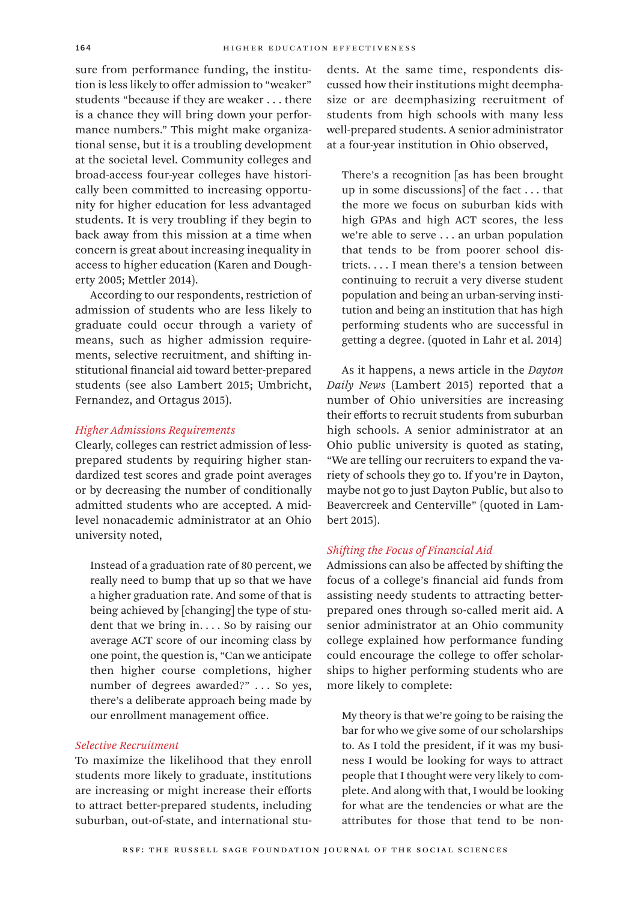sure from performance funding, the institution is less likely to offer admission to "weaker" students "because if they are weaker . . . there is a chance they will bring down your performance numbers." This might make organizational sense, but it is a troubling development at the societal level. Community colleges and broad-access four-year colleges have historically been committed to increasing opportunity for higher education for less advantaged students. It is very troubling if they begin to back away from this mission at a time when concern is great about increasing inequality in access to higher education (Karen and Dougherty 2005; Mettler 2014).

According to our respondents, restriction of admission of students who are less likely to graduate could occur through a variety of means, such as higher admission requirements, selective recruitment, and shifting institutional financial aid toward better-prepared students (see also Lambert 2015; Umbricht, Fernandez, and Ortagus 2015).

### *Higher Admissions Requirements*

Clearly, colleges can restrict admission of less-prepared students by requiring higher standardized test scores and grade point averages or by decreasing the number of conditionally admitted students who are accepted. A mid-level nonacademic administrator at an Ohio university noted,

> Instead of a graduation rate of 80 percent, we really need to bump that up so that we have a higher graduation rate. And some of that is being achieved by [changing] the type of student that we bring in. . . . So by raising our average ACT score of our incoming class by one point, the question is, "Can we anticipate then higher course completions, higher number of degrees awarded?" . . . So yes, there's a deliberate approach being made by our enrollment management office.

### *Selective Recruitment*

To maximize the likelihood that they enroll students more likely to graduate, institutions are increasing or might increase their efforts to attract better-prepared students, including suburban, out-of-state, and international students. At the same time, respondents discussed how their institutions might deemphasize or are deemphasizing recruitment of students from high schools with many less well-prepared students. A senior administrator at a four-year institution in Ohio observed,

> There's a recognition [as has been brought up in some discussions] of the fact . . . that the more we focus on suburban kids with high GPAs and high ACT scores, the less we're able to serve . . . an urban population that tends to be from poorer school districts. . . . I mean there's a tension between continuing to recruit a very diverse student population and being an urban-serving institution and being an institution that has high performing students who are successful in getting a degree. (quoted in Lahr et al. 2014)

As it happens, a news article in the *Dayton Daily News* (Lambert 2015) reported that a number of Ohio universities are increasing their efforts to recruit students from suburban high schools. A senior administrator at an Ohio public university is quoted as stating, "We are telling our recruiters to expand the variety of schools they go to. If you're in Dayton, maybe not go to just Dayton Public, but also to Beavercreek and Centerville" (quoted in Lambert 2015).

### *Shifting the Focus of Financial Aid*

Admissions can also be affected by shifting the focus of a college's financial aid funds from assisting needy students to attracting better-prepared ones through so-called merit aid. A senior administrator at an Ohio community college explained how performance funding could encourage the college to offer scholarships to higher performing students who are more likely to complete:

> My theory is that we're going to be raising the bar for who we give some of our scholarships to. As I told the president, if it was my business I would be looking for ways to attract people that I thought were very likely to complete. And along with that, I would be looking for what are the tendencies or what are the attributes for those that tend to be non-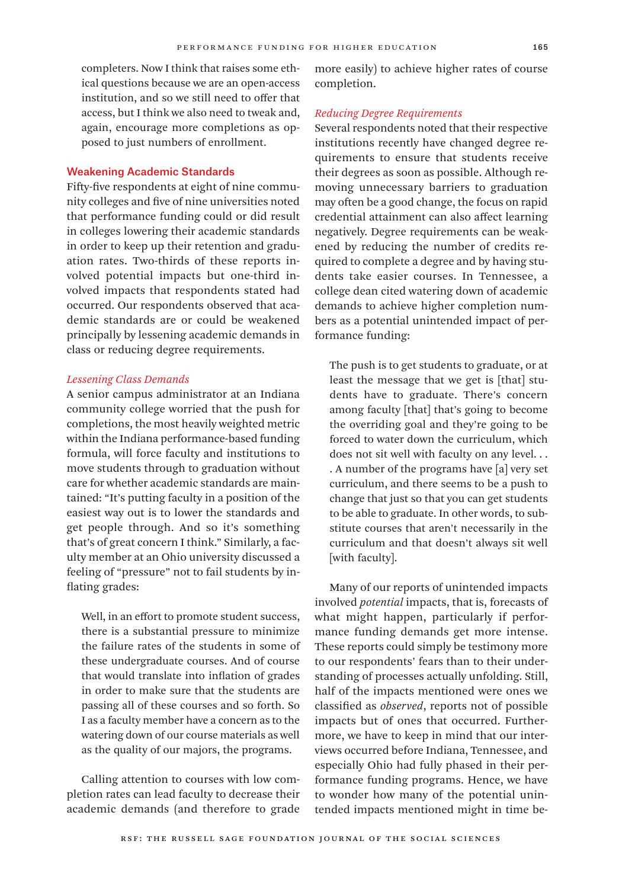completers. Now I think that raises some ethical questions because we are an open-access institution, and so we still need to offer that access, but I think we also need to tweak and, again, encourage more completions as opposed to just numbers of enrollment.

## Weakening Academic Standards

Fifty-five respondents at eight of nine community colleges and five of nine universities noted that performance funding could or did result in colleges lowering their academic standards in order to keep up their retention and graduation rates. Two-thirds of these reports involved potential impacts but one-third involved impacts that respondents stated had occurred. Our respondents observed that academic standards are or could be weakened principally by lessening academic demands in class or reducing degree requirements.

### *Lessening Class Demands*

A senior campus administrator at an Indiana community college worried that the push for completions, the most heavily weighted metric within the Indiana performance-based funding formula, will force faculty and institutions to move students through to graduation without care for whether academic standards are maintained: "It's putting faculty in a position of the easiest way out is to lower the standards and get people through. And so it's something that's of great concern I think." Similarly, a faculty member at an Ohio university discussed a feeling of "pressure" not to fail students by inflating grades:

> Well, in an effort to promote student success, there is a substantial pressure to minimize the failure rates of the students in some of these undergraduate courses. And of course that would translate into inflation of grades in order to make sure that the students are passing all of these courses and so forth. So I as a faculty member have a concern as to the watering down of our course materials as well as the quality of our majors, the programs.

Calling attention to courses with low completion rates can lead faculty to decrease their academic demands (and therefore to grade more easily) to achieve higher rates of course completion.

### *Reducing Degree Requirements*

Several respondents noted that their respective institutions recently have changed degree requirements to ensure that students receive their degrees as soon as possible. Although removing unnecessary barriers to graduation may often be a good change, the focus on rapid credential attainment can also affect learning negatively. Degree requirements can be weakened by reducing the number of credits required to complete a degree and by having students take easier courses. In Tennessee, a college dean cited watering down of academic demands to achieve higher completion numbers as a potential unintended impact of performance funding:

> The push is to get students to graduate, or at least the message that we get is [that] students have to graduate. There's concern among faculty [that] that's going to become the overriding goal and they're going to be forced to water down the curriculum, which does not sit well with faculty on any level. . . . A number of the programs have [a] very set curriculum, and there seems to be a push to change that just so that you can get students to be able to graduate. In other words, to substitute courses that aren't necessarily in the curriculum and that doesn't always sit well [with faculty].

Many of our reports of unintended impacts involved *potential* impacts, that is, forecasts of what might happen, particularly if performance funding demands get more intense. These reports could simply be testimony more to our respondents' fears than to their understanding of processes actually unfolding. Still, half of the impacts mentioned were ones we classified as *observed*, reports not of possible impacts but of ones that occurred. Furthermore, we have to keep in mind that our interviews occurred before Indiana, Tennessee, and especially Ohio had fully phased in their performance funding programs. Hence, we have to wonder how many of the potential unintended impacts mentioned might in time be-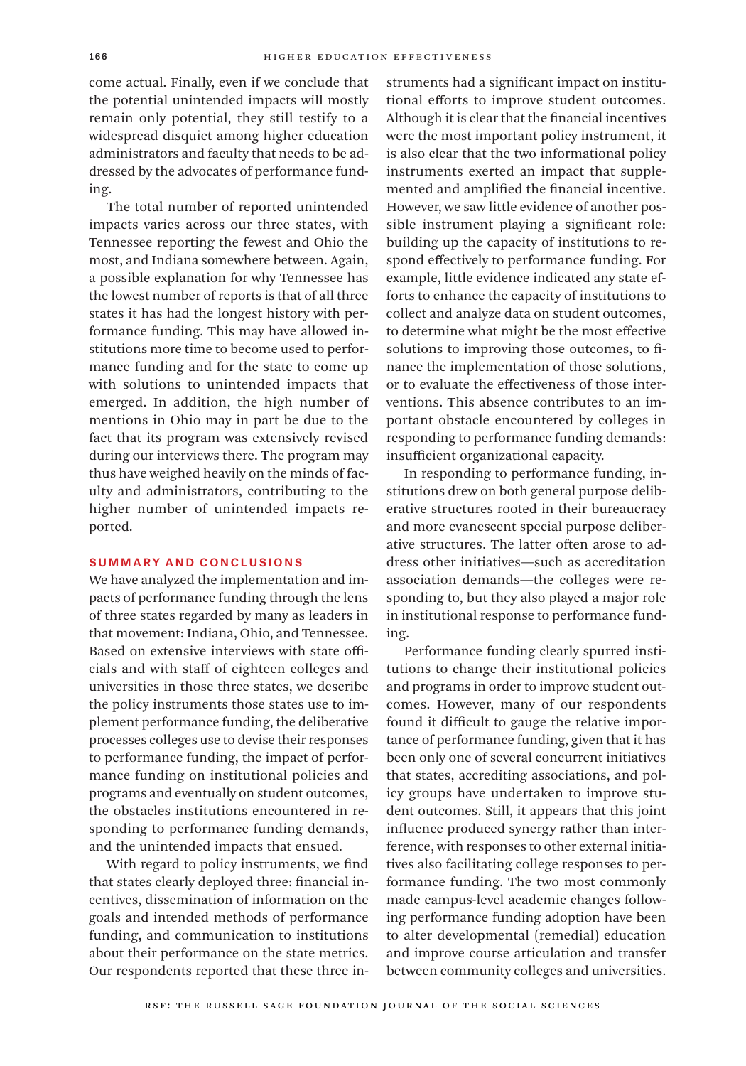come actual. Finally, even if we conclude that the potential unintended impacts will mostly remain only potential, they still testify to a widespread disquiet among higher education administrators and faculty that needs to be addressed by the advocates of performance funding.

The total number of reported unintended impacts varies across our three states, with Tennessee reporting the fewest and Ohio the most, and Indiana somewhere between. Again, a possible explanation for why Tennessee has the lowest number of reports is that of all three states it has had the longest history with performance funding. This may have allowed institutions more time to become used to performance funding and for the state to come up with solutions to unintended impacts that emerged. In addition, the high number of mentions in Ohio may in part be due to the fact that its program was extensively revised during our interviews there. The program may thus have weighed heavily on the minds of faculty and administrators, contributing to the higher number of unintended impacts reported.

## SUMMARY AND CONCLUSIONS

We have analyzed the implementation and impacts of performance funding through the lens of three states regarded by many as leaders in that movement: Indiana, Ohio, and Tennessee. Based on extensive interviews with state officials and with staff of eighteen colleges and universities in those three states, we describe the policy instruments those states use to implement performance funding, the deliberative processes colleges use to devise their responses to performance funding, the impact of performance funding on institutional policies and programs and eventually on student outcomes, the obstacles institutions encountered in responding to performance funding demands, and the unintended impacts that ensued.

With regard to policy instruments, we find that states clearly deployed three: financial incentives, dissemination of information on the goals and intended methods of performance funding, and communication to institutions about their performance on the state metrics. Our respondents reported that these three instruments had a significant impact on institutional efforts to improve student outcomes. Although it is clear that the financial incentives were the most important policy instrument, it is also clear that the two informational policy instruments exerted an impact that supplemented and amplified the financial incentive. However, we saw little evidence of another possible instrument playing a significant role: building up the capacity of institutions to respond effectively to performance funding. For example, little evidence indicated any state efforts to enhance the capacity of institutions to collect and analyze data on student outcomes, to determine what might be the most effective solutions to improving those outcomes, to finance the implementation of those solutions, or to evaluate the effectiveness of those interventions. This absence contributes to an important obstacle encountered by colleges in responding to performance funding demands: insufficient organizational capacity.

In responding to performance funding, institutions drew on both general purpose deliberative structures rooted in their bureaucracy and more evanescent special purpose deliberative structures. The latter often arose to address other initiatives—such as accreditation association demands—the colleges were responding to, but they also played a major role in institutional response to performance funding.

Performance funding clearly spurred institutions to change their institutional policies and programs in order to improve student outcomes. However, many of our respondents found it difficult to gauge the relative importance of performance funding, given that it has been only one of several concurrent initiatives that states, accrediting associations, and policy groups have undertaken to improve student outcomes. Still, it appears that this joint influence produced synergy rather than interference, with responses to other external initiatives also facilitating college responses to performance funding. The two most commonly made campus-level academic changes following performance funding adoption have been to alter developmental (remedial) education and improve course articulation and transfer between community colleges and universities.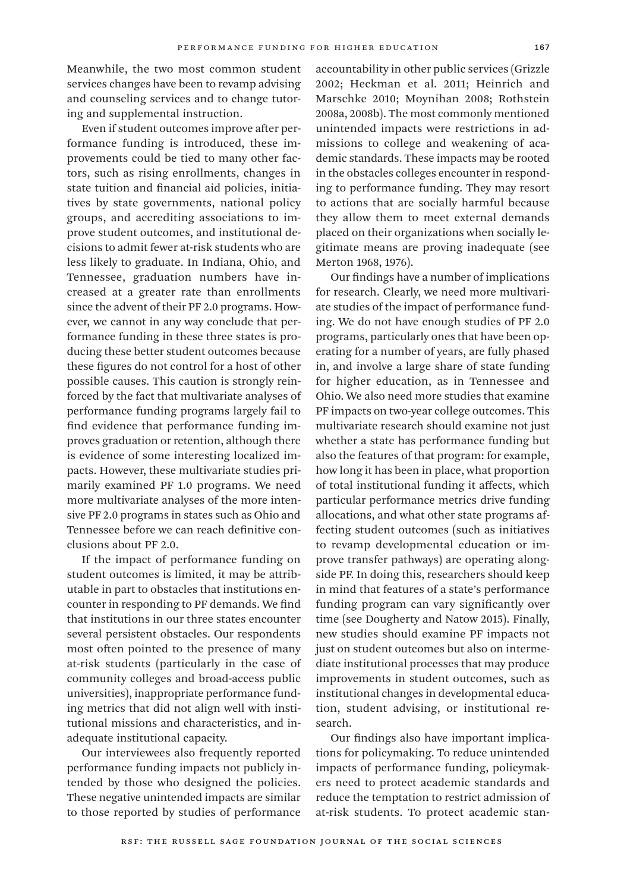Meanwhile, the two most common student services changes have been to revamp advising and counseling services and to change tutoring and supplemental instruction.

Even if student outcomes improve after performance funding is introduced, these improvements could be tied to many other factors, such as rising enrollments, changes in state tuition and financial aid policies, initiatives by state governments, national policy groups, and accrediting associations to improve student outcomes, and institutional decisions to admit fewer at-risk students who are less likely to graduate. In Indiana, Ohio, and Tennessee, graduation numbers have increased at a greater rate than enrollments since the advent of their PF 2.0 programs. However, we cannot in any way conclude that performance funding in these three states is producing these better student outcomes because these figures do not control for a host of other possible causes. This caution is strongly reinforced by the fact that multivariate analyses of performance funding programs largely fail to find evidence that performance funding improves graduation or retention, although there is evidence of some interesting localized impacts. However, these multivariate studies primarily examined PF 1.0 programs. We need more multivariate analyses of the more intensive PF 2.0 programs in states such as Ohio and Tennessee before we can reach definitive conclusions about PF 2.0.

If the impact of performance funding on student outcomes is limited, it may be attributable in part to obstacles that institutions encounter in responding to PF demands. We find that institutions in our three states encounter several persistent obstacles. Our respondents most often pointed to the presence of many at-risk students (particularly in the case of community colleges and broad-access public universities), inappropriate performance funding metrics that did not align well with institutional missions and characteristics, and inadequate institutional capacity.

Our interviewees also frequently reported performance funding impacts not publicly intended by those who designed the policies. These negative unintended impacts are similar to those reported by studies of performance accountability in other public services (Grizzle 2002; Heckman et al. 2011; Heinrich and Marschke 2010; Moynihan 2008; Rothstein 2008a, 2008b). The most commonly mentioned unintended impacts were restrictions in admissions to college and weakening of academic standards. These impacts may be rooted in the obstacles colleges encounter in responding to performance funding. They may resort to actions that are socially harmful because they allow them to meet external demands placed on their organizations when socially legitimate means are proving inadequate (see Merton 1968, 1976).

Our findings have a number of implications for research. Clearly, we need more multivariate studies of the impact of performance funding. We do not have enough studies of PF 2.0 programs, particularly ones that have been operating for a number of years, are fully phased in, and involve a large share of state funding for higher education, as in Tennessee and Ohio. We also need more studies that examine PF impacts on two-year college outcomes. This multivariate research should examine not just whether a state has performance funding but also the features of that program: for example, how long it has been in place, what proportion of total institutional funding it affects, which particular performance metrics drive funding allocations, and what other state programs affecting student outcomes (such as initiatives to revamp developmental education or improve transfer pathways) are operating alongside PF. In doing this, researchers should keep in mind that features of a state's performance funding program can vary significantly over time (see Dougherty and Natow 2015). Finally, new studies should examine PF impacts not just on student outcomes but also on intermediate institutional processes that may produce improvements in student outcomes, such as institutional changes in developmental education, student advising, or institutional research.

Our findings also have important implications for policymaking. To reduce unintended impacts of performance funding, policymakers need to protect academic standards and reduce the temptation to restrict admission of at-risk students. To protect academic stan-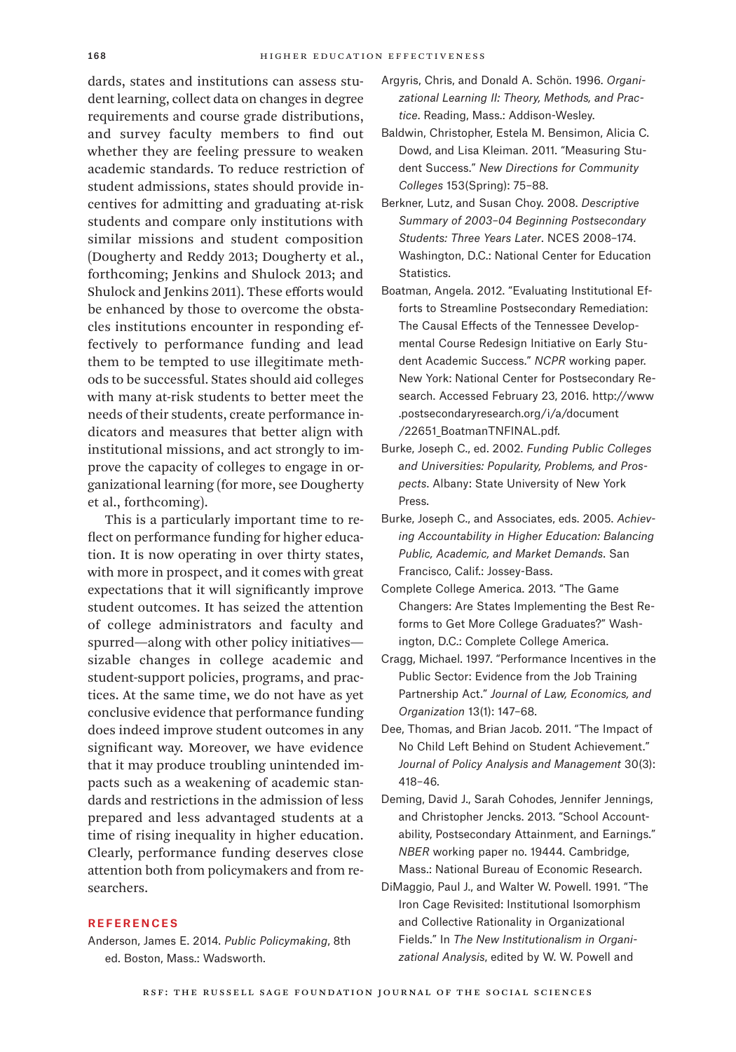dards, states and institutions can assess student learning, collect data on changes in degree requirements and course grade distributions, and survey faculty members to find out whether they are feeling pressure to weaken academic standards. To reduce restriction of student admissions, states should provide incentives for admitting and graduating at-risk students and compare only institutions with similar missions and student composition (Dougherty and Reddy 2013; Dougherty et al., forthcoming; Jenkins and Shulock 2013; and Shulock and Jenkins 2011). These efforts would be enhanced by those to overcome the obstacles institutions encounter in responding effectively to performance funding and lead them to be tempted to use illegitimate methods to be successful. States should aid colleges with many at-risk students to better meet the needs of their students, create performance indicators and measures that better align with institutional missions, and act strongly to improve the capacity of colleges to engage in organizational learning (for more, see Dougherty et al., forthcoming).

This is a particularly important time to reflect on performance funding for higher education. It is now operating in over thirty states, with more in prospect, and it comes with great expectations that it will significantly improve student outcomes. It has seized the attention of college administrators and faculty and spurred—along with other policy initiatives—sizable changes in college academic and student-support policies, programs, and practices. At the same time, we do not have as yet conclusive evidence that performance funding does indeed improve student outcomes in any significant way. Moreover, we have evidence that it may produce troubling unintended impacts such as a weakening of academic standards and restrictions in the admission of less prepared and less advantaged students at a time of rising inequality in higher education. Clearly, performance funding deserves close attention both from policymakers and from researchers.

## REFERENCES

Anderson, James E. 2014. *Public Policymaking*, 8th ed. Boston, Mass.: Wadsworth.

Argyris, Chris, and Donald A. Schön. 1996. *Organizational Learning II: Theory, Methods, and Practice*. Reading, Mass.: Addison-Wesley.

Baldwin, Christopher, Estela M. Bensimon, Alicia C. Dowd, and Lisa Kleiman. 2011. "Measuring Student Success." *New Directions for Community Colleges* 153(Spring): 75–88.

Berkner, Lutz, and Susan Choy. 2008. *Descriptive Summary of 2003–04 Beginning Postsecondary Students: Three Years Later*. NCES 2008–174. Washington, D.C.: National Center for Education Statistics.

Boatman, Angela. 2012. "Evaluating Institutional Efforts to Streamline Postsecondary Remediation: The Causal Effects of the Tennessee Developmental Course Redesign Initiative on Early Student Academic Success." *NCPR* working paper. New York: National Center for Postsecondary Research. Accessed February 23, 2016. http://www.postsecondaryresearch.org/i/a/document/22651_BoatmanTNFINAL.pdf.

Burke, Joseph C., ed. 2002. *Funding Public Colleges and Universities: Popularity, Problems, and Prospects*. Albany: State University of New York Press.

Burke, Joseph C., and Associates, eds. 2005. *Achieving Accountability in Higher Education: Balancing Public, Academic, and Market Demands*. San Francisco, Calif.: Jossey-Bass.

Complete College America. 2013. "The Game Changers: Are States Implementing the Best Reforms to Get More College Graduates?" Washington, D.C.: Complete College America.

Cragg, Michael. 1997. "Performance Incentives in the Public Sector: Evidence from the Job Training Partnership Act." *Journal of Law, Economics, and Organization* 13(1): 147–68.

Dee, Thomas, and Brian Jacob. 2011. "The Impact of No Child Left Behind on Student Achievement." *Journal of Policy Analysis and Management* 30(3): 418–46.

Deming, David J., Sarah Cohodes, Jennifer Jennings, and Christopher Jencks. 2013. "School Accountability, Postsecondary Attainment, and Earnings." *NBER* working paper no. 19444. Cambridge, Mass.: National Bureau of Economic Research.

DiMaggio, Paul J., and Walter W. Powell. 1991. "The Iron Cage Revisited: Institutional Isomorphism and Collective Rationality in Organizational Fields." In *The New Institutionalism in Organizational Analysis*, edited by W. W. Powell and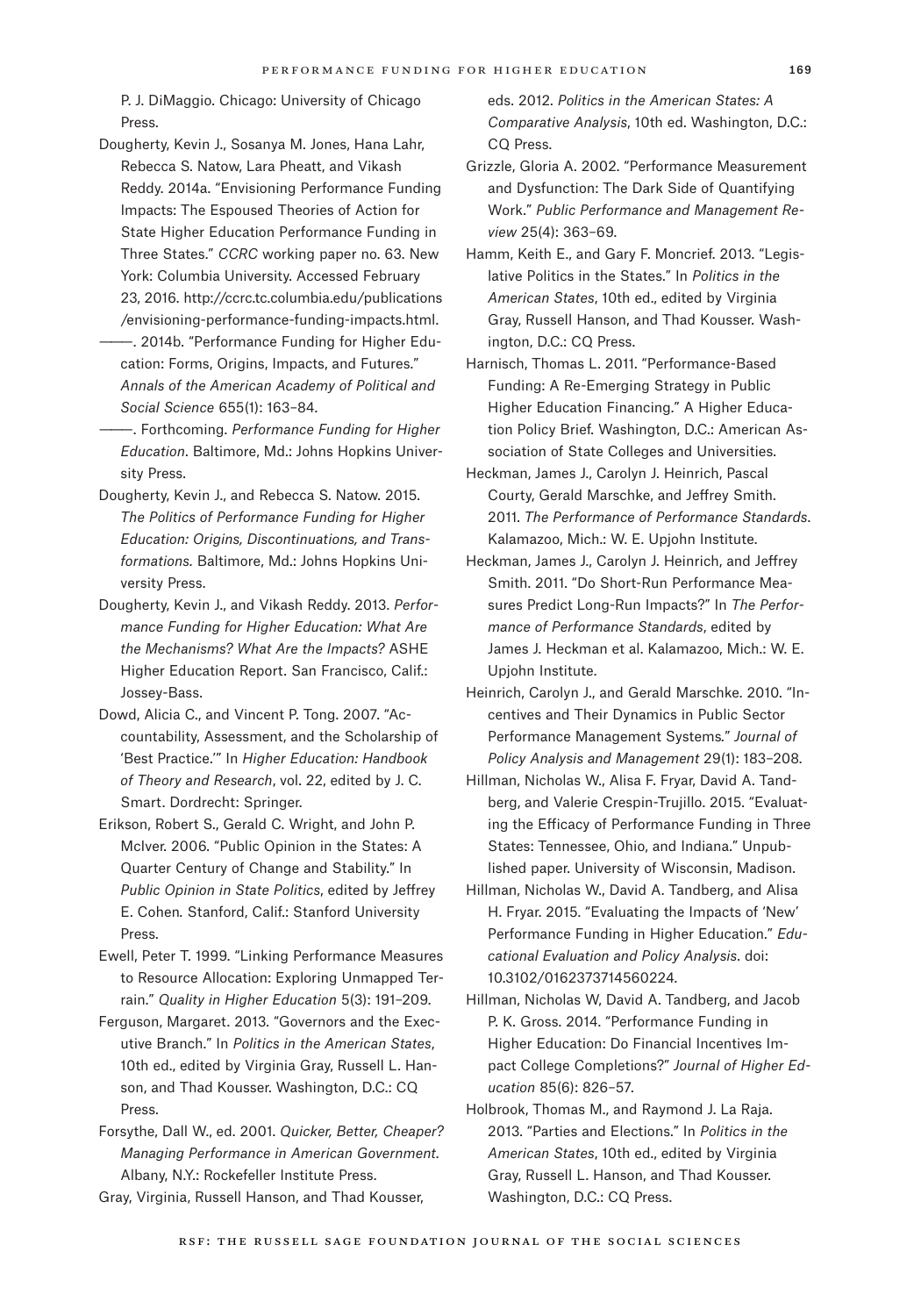P. J. DiMaggio. Chicago: University of Chicago Press.

Dougherty, Kevin J., Sosanya M. Jones, Hana Lahr, Rebecca S. Natow, Lara Pheatt, and Vikash Reddy. 2014a. "Envisioning Performance Funding Impacts: The Espoused Theories of Action for State Higher Education Performance Funding in Three States." *CCRC* working paper no. 63. New York: Columbia University. Accessed February 23, 2016. http://ccrc.tc.columbia.edu/publications/envisioning-performance-funding-impacts.html.

———. 2014b. "Performance Funding for Higher Education: Forms, Origins, Impacts, and Futures." *Annals of the American Academy of Political and Social Science* 655(1): 163–84.

———. Forthcoming. *Performance Funding for Higher Education*. Baltimore, Md.: Johns Hopkins University Press.

Dougherty, Kevin J., and Rebecca S. Natow. 2015. *The Politics of Performance Funding for Higher Education: Origins, Discontinuations, and Transformations.* Baltimore, Md.: Johns Hopkins University Press.

Dougherty, Kevin J., and Vikash Reddy. 2013. *Performance Funding for Higher Education: What Are the Mechanisms? What Are the Impacts?* ASHE Higher Education Report. San Francisco, Calif.: Jossey-Bass.

Dowd, Alicia C., and Vincent P. Tong. 2007. "Accountability, Assessment, and the Scholarship of 'Best Practice.'" In *Higher Education: Handbook of Theory and Research*, vol. 22, edited by J. C. Smart. Dordrecht: Springer.

Erikson, Robert S., Gerald C. Wright, and John P. McIver. 2006. "Public Opinion in the States: A Quarter Century of Change and Stability." In *Public Opinion in State Politics*, edited by Jeffrey E. Cohen. Stanford, Calif.: Stanford University Press.

Ewell, Peter T. 1999. "Linking Performance Measures to Resource Allocation: Exploring Unmapped Terrain." *Quality in Higher Education* 5(3): 191–209.

Ferguson, Margaret. 2013. "Governors and the Executive Branch." In *Politics in the American States*, 10th ed., edited by Virginia Gray, Russell L. Hanson, and Thad Kousser. Washington, D.C.: CQ Press.

Forsythe, Dall W., ed. 2001. *Quicker, Better, Cheaper? Managing Performance in American Government*. Albany, N.Y.: Rockefeller Institute Press.

Gray, Virginia, Russell Hanson, and Thad Kousser, eds. 2012. *Politics in the American States: A Comparative Analysis*, 10th ed. Washington, D.C.: CQ Press.

Grizzle, Gloria A. 2002. "Performance Measurement and Dysfunction: The Dark Side of Quantifying Work." *Public Performance and Management Review* 25(4): 363–69.

Hamm, Keith E., and Gary F. Moncrief. 2013. "Legislative Politics in the States." In *Politics in the American States*, 10th ed., edited by Virginia Gray, Russell Hanson, and Thad Kousser. Washington, D.C.: CQ Press.

Harnisch, Thomas L. 2011. "Performance-Based Funding: A Re-Emerging Strategy in Public Higher Education Financing." A Higher Education Policy Brief. Washington, D.C.: American Association of State Colleges and Universities.

Heckman, James J., Carolyn J. Heinrich, Pascal Courty, Gerald Marschke, and Jeffrey Smith. 2011. *The Performance of Performance Standards*. Kalamazoo, Mich.: W. E. Upjohn Institute.

Heckman, James J., Carolyn J. Heinrich, and Jeffrey Smith. 2011. "Do Short-Run Performance Measures Predict Long-Run Impacts?" In *The Performance of Performance Standards*, edited by James J. Heckman et al. Kalamazoo, Mich.: W. E. Upjohn Institute.

Heinrich, Carolyn J., and Gerald Marschke. 2010. "Incentives and Their Dynamics in Public Sector Performance Management Systems." *Journal of Policy Analysis and Management* 29(1): 183–208.

Hillman, Nicholas W., Alisa F. Fryar, David A. Tandberg, and Valerie Crespin-Trujillo. 2015. "Evaluating the Efficacy of Performance Funding in Three States: Tennessee, Ohio, and Indiana." Unpublished paper. University of Wisconsin, Madison.

Hillman, Nicholas W., David A. Tandberg, and Alisa H. Fryar. 2015. "Evaluating the Impacts of 'New' Performance Funding in Higher Education." *Educational Evaluation and Policy Analysis*. doi: 10.3102/0162373714560224.

Hillman, Nicholas W, David A. Tandberg, and Jacob P. K. Gross. 2014. "Performance Funding in Higher Education: Do Financial Incentives Impact College Completions?" *Journal of Higher Education* 85(6): 826–57.

Holbrook, Thomas M., and Raymond J. La Raja. 2013. "Parties and Elections." In *Politics in the American States*, 10th ed., edited by Virginia Gray, Russell L. Hanson, and Thad Kousser. Washington, D.C.: CQ Press.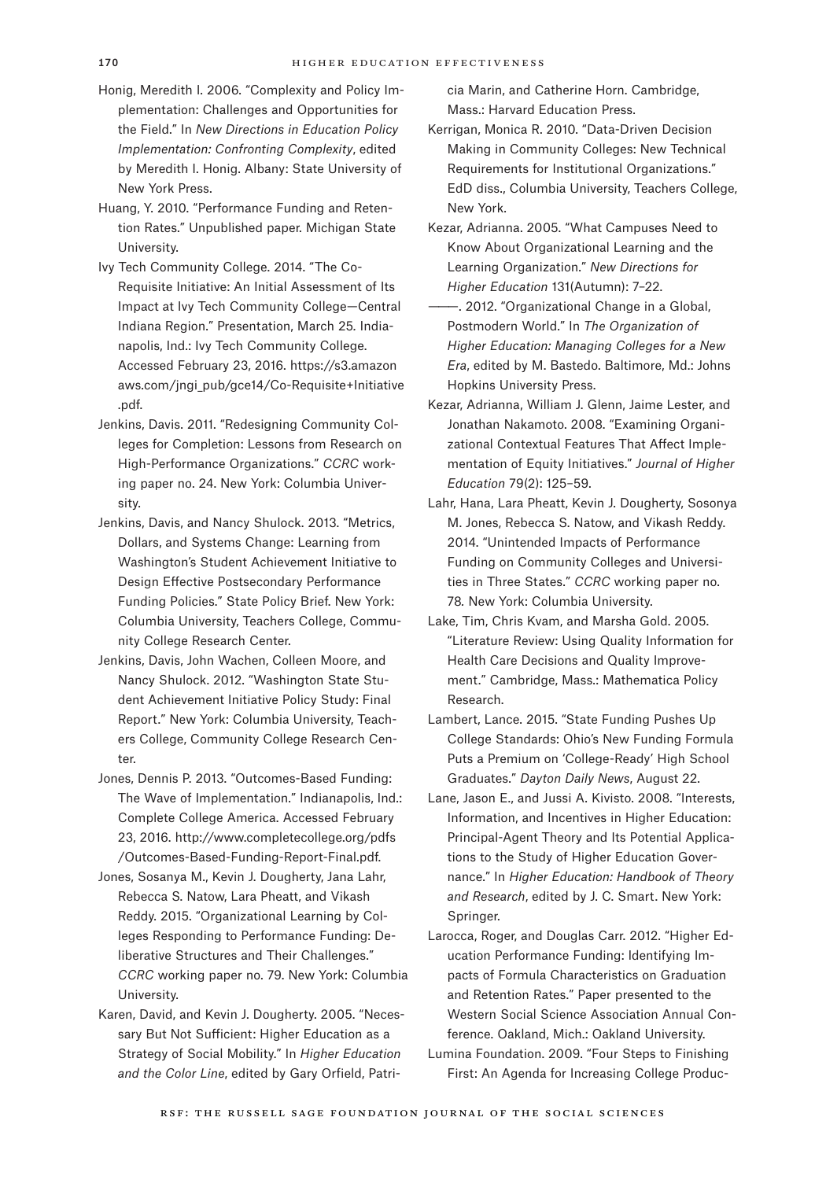Honig, Meredith I. 2006. "Complexity and Policy Implementation: Challenges and Opportunities for the Field." In *New Directions in Education Policy Implementation: Confronting Complexity*, edited by Meredith I. Honig. Albany: State University of New York Press.

Huang, Y. 2010. "Performance Funding and Retention Rates." Unpublished paper. Michigan State University.

Ivy Tech Community College. 2014. "The Co-Requisite Initiative: An Initial Assessment of Its Impact at Ivy Tech Community College—Central Indiana Region." Presentation, March 25. Indianapolis, Ind.: Ivy Tech Community College. Accessed February 23, 2016. https://s3.amazonaws.com/jngi_pub/gce14/Co-Requisite+Initiative.pdf.

Jenkins, Davis. 2011. "Redesigning Community Colleges for Completion: Lessons from Research on High-Performance Organizations." *CCRC* working paper no. 24. New York: Columbia University.

Jenkins, Davis, and Nancy Shulock. 2013. "Metrics, Dollars, and Systems Change: Learning from Washington's Student Achievement Initiative to Design Effective Postsecondary Performance Funding Policies." State Policy Brief. New York: Columbia University, Teachers College, Community College Research Center.

Jenkins, Davis, John Wachen, Colleen Moore, and Nancy Shulock. 2012. "Washington State Student Achievement Initiative Policy Study: Final Report." New York: Columbia University, Teachers College, Community College Research Center.

Jones, Dennis P. 2013. "Outcomes-Based Funding: The Wave of Implementation." Indianapolis, Ind.: Complete College America. Accessed February 23, 2016. http://www.completecollege.org/pdfs/Outcomes-Based-Funding-Report-Final.pdf.

Jones, Sosanya M., Kevin J. Dougherty, Jana Lahr, Rebecca S. Natow, Lara Pheatt, and Vikash Reddy. 2015. "Organizational Learning by Colleges Responding to Performance Funding: Deliberative Structures and Their Challenges." *CCRC* working paper no. 79. New York: Columbia University.

Karen, David, and Kevin J. Dougherty. 2005. "Necessary But Not Sufficient: Higher Education as a Strategy of Social Mobility." In *Higher Education and the Color Line*, edited by Gary Orfield, Patricia Marin, and Catherine Horn. Cambridge, Mass.: Harvard Education Press.

Kerrigan, Monica R. 2010. "Data-Driven Decision Making in Community Colleges: New Technical Requirements for Institutional Organizations." EdD diss., Columbia University, Teachers College, New York.

Kezar, Adrianna. 2005. "What Campuses Need to Know About Organizational Learning and the Learning Organization." *New Directions for Higher Education* 131(Autumn): 7–22.

———. 2012. "Organizational Change in a Global, Postmodern World." In *The Organization of Higher Education: Managing Colleges for a New Era*, edited by M. Bastedo. Baltimore, Md.: Johns Hopkins University Press.

Kezar, Adrianna, William J. Glenn, Jaime Lester, and Jonathan Nakamoto. 2008. "Examining Organizational Contextual Features That Affect Implementation of Equity Initiatives." *Journal of Higher Education* 79(2): 125–59.

Lahr, Hana, Lara Pheatt, Kevin J. Dougherty, Sosonya M. Jones, Rebecca S. Natow, and Vikash Reddy. 2014. "Unintended Impacts of Performance Funding on Community Colleges and Universities in Three States." *CCRC* working paper no. 78. New York: Columbia University.

Lake, Tim, Chris Kvam, and Marsha Gold. 2005. "Literature Review: Using Quality Information for Health Care Decisions and Quality Improvement." Cambridge, Mass.: Mathematica Policy Research.

Lambert, Lance. 2015. "State Funding Pushes Up College Standards: Ohio's New Funding Formula Puts a Premium on 'College-Ready' High School Graduates." *Dayton Daily News*, August 22.

Lane, Jason E., and Jussi A. Kivisto. 2008. "Interests, Information, and Incentives in Higher Education: Principal-Agent Theory and Its Potential Applications to the Study of Higher Education Governance." In *Higher Education: Handbook of Theory and Research*, edited by J. C. Smart. New York: Springer.

Larocca, Roger, and Douglas Carr. 2012. "Higher Education Performance Funding: Identifying Impacts of Formula Characteristics on Graduation and Retention Rates." Paper presented to the Western Social Science Association Annual Conference. Oakland, Mich.: Oakland University.

Lumina Foundation. 2009. "Four Steps to Finishing First: An Agenda for Increasing College Produc-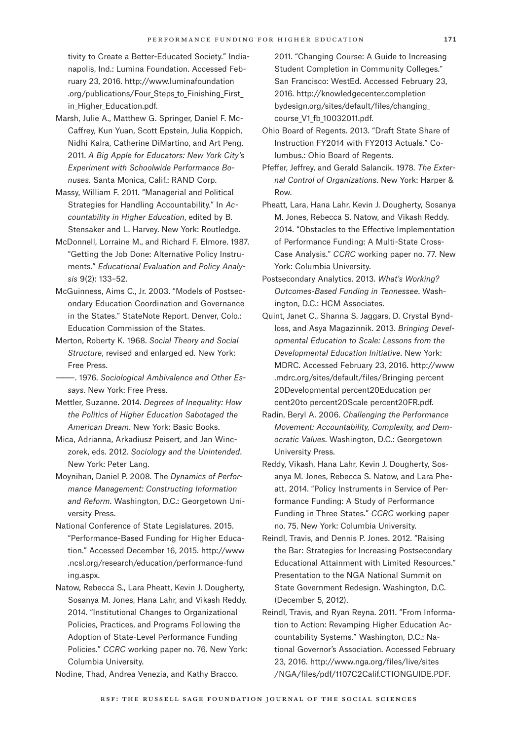tivity to Create a Better-Educated Society." Indianapolis, Ind.: Lumina Foundation. Accessed February 23, 2016. http://www.luminafoundation.org/publications/Four_Steps_to_Finishing_First_in_Higher_Education.pdf.

Marsh, Julie A., Matthew G. Springer, Daniel F. McCaffrey, Kun Yuan, Scott Epstein, Julia Koppich, Nidhi Kalra, Catherine DiMartino, and Art Peng. 2011. *A Big Apple for Educators: New York City's Experiment with Schoolwide Performance Bonuses.* Santa Monica, Calif.: RAND Corp.

Massy, William F. 2011. "Managerial and Political Strategies for Handling Accountability." In *Accountability in Higher Education*, edited by B. Stensaker and L. Harvey. New York: Routledge.

McDonnell, Lorraine M., and Richard F. Elmore. 1987. "Getting the Job Done: Alternative Policy Instruments." *Educational Evaluation and Policy Analysis* 9(2): 133–52.

McGuinness, Aims C., Jr. 2003. "Models of Postsecondary Education Coordination and Governance in the States." StateNote Report. Denver, Colo.: Education Commission of the States.

Merton, Robert K. 1968. *Social Theory and Social Structure*, revised and enlarged ed. New York: Free Press.

———. 1976. *Sociological Ambivalence and Other Essays*. New York: Free Press.

Mettler, Suzanne. 2014. *Degrees of Inequality: How the Politics of Higher Education Sabotaged the American Dream*. New York: Basic Books.

Mica, Adrianna, Arkadiusz Peisert, and Jan Winczorek, eds. 2012. *Sociology and the Unintended*. New York: Peter Lang.

Moynihan, Daniel P. 2008. The *Dynamics of Performance Management: Constructing Information and Reform.* Washington, D.C.: Georgetown University Press.

National Conference of State Legislatures. 2015. "Performance-Based Funding for Higher Education." Accessed December 16, 2015. http://www.ncsl.org/research/education/performance-funding.aspx.

Natow, Rebecca S., Lara Pheatt, Kevin J. Dougherty, Sosanya M. Jones, Hana Lahr, and Vikash Reddy. 2014. "Institutional Changes to Organizational Policies, Practices, and Programs Following the Adoption of State-Level Performance Funding Policies." *CCRC* working paper no. 76. New York: Columbia University.

Nodine, Thad, Andrea Venezia, and Kathy Bracco. 2011. "Changing Course: A Guide to Increasing Student Completion in Community Colleges." San Francisco: WestEd. Accessed February 23, 2016. http://knowledgecenter.completionbydesign.org/sites/default/files/changing_course_V1_fb_10032011.pdf.

Ohio Board of Regents. 2013. "Draft State Share of Instruction FY2014 with FY2013 Actuals." Columbus.: Ohio Board of Regents.

Pfeffer, Jeffrey, and Gerald Salancik. 1978. *The External Control of Organizations*. New York: Harper & Row.

Pheatt, Lara, Hana Lahr, Kevin J. Dougherty, Sosanya M. Jones, Rebecca S. Natow, and Vikash Reddy. 2014. "Obstacles to the Effective Implementation of Performance Funding: A Multi-State Cross-Case Analysis." *CCRC* working paper no. 77. New York: Columbia University.

Postsecondary Analytics. 2013. *What's Working? Outcomes-Based Funding in Tennessee*. Washington, D.C.: HCM Associates.

Quint, Janet C., Shanna S. Jaggars, D. Crystal Byndloss, and Asya Magazinnik. 2013. *Bringing Developmental Education to Scale: Lessons from the Developmental Education Initiative*. New York: MDRC. Accessed February 23, 2016. http://www.mdrc.org/sites/default/files/Bringing percent20Developmental percent20Education percent20to percent20Scale percent20FR.pdf.

Radin, Beryl A. 2006. *Challenging the Performance Movement: Accountability, Complexity, and Democratic Values*. Washington, D.C.: Georgetown University Press.

Reddy, Vikash, Hana Lahr, Kevin J. Dougherty, Sosanya M. Jones, Rebecca S. Natow, and Lara Pheatt. 2014. "Policy Instruments in Service of Performance Funding: A Study of Performance Funding in Three States." *CCRC* working paper no. 75. New York: Columbia University.

Reindl, Travis, and Dennis P. Jones. 2012. "Raising the Bar: Strategies for Increasing Postsecondary Educational Attainment with Limited Resources." Presentation to the NGA National Summit on State Government Redesign. Washington, D.C. (December 5, 2012).

Reindl, Travis, and Ryan Reyna. 2011. "From Information to Action: Revamping Higher Education Accountability Systems." Washington, D.C.: National Governor's Association. Accessed February 23, 2016. http://www.nga.org/files/live/sites/NGA/files/pdf/1107C2Calif.CTIONGUIDE.PDF.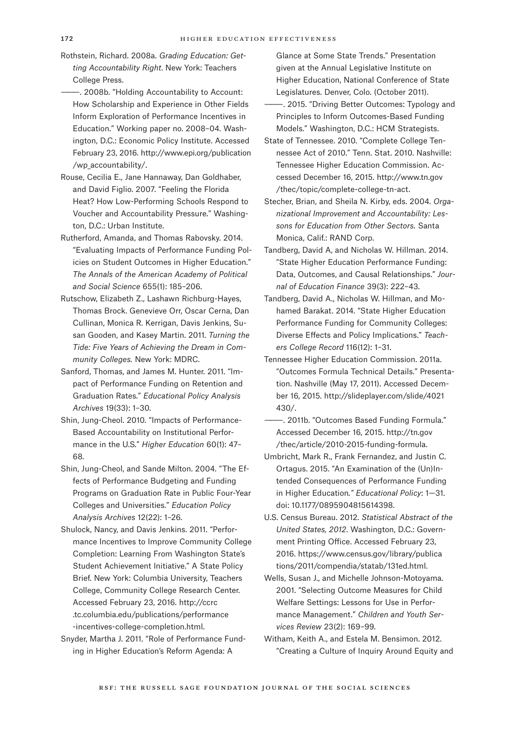Rothstein, Richard. 2008a. *Grading Education: Getting Accountability Right*. New York: Teachers College Press.

———. 2008b. "Holding Accountability to Account: How Scholarship and Experience in Other Fields Inform Exploration of Performance Incentives in Education." Working paper no. 2008–04. Washington, D.C.: Economic Policy Institute. Accessed February 23, 2016. http://www.epi.org/publication/wp_accountability/.

Rouse, Cecilia E., Jane Hannaway, Dan Goldhaber, and David Figlio. 2007. "Feeling the Florida Heat? How Low-Performing Schools Respond to Voucher and Accountability Pressure." Washington, D.C.: Urban Institute.

Rutherford, Amanda, and Thomas Rabovsky. 2014. "Evaluating Impacts of Performance Funding Policies on Student Outcomes in Higher Education." *The Annals of the American Academy of Political and Social Science* 655(1): 185–206.

Rutschow, Elizabeth Z., Lashawn Richburg-Hayes, Thomas Brock. Genevieve Orr, Oscar Cerna, Dan Cullinan, Monica R. Kerrigan, Davis Jenkins, Susan Gooden, and Kasey Martin. 2011. *Turning the Tide: Five Years of Achieving the Dream in Community Colleges.* New York: MDRC.

Sanford, Thomas, and James M. Hunter. 2011. "Impact of Performance Funding on Retention and Graduation Rates." *Educational Policy Analysis Archives* 19(33): 1–30.

Shin, Jung-Cheol. 2010. "Impacts of Performance-Based Accountability on Institutional Performance in the U.S." *Higher Education* 60(1): 47–68.

Shin, Jung-Cheol, and Sande Milton. 2004. "The Effects of Performance Budgeting and Funding Programs on Graduation Rate in Public Four-Year Colleges and Universities." *Education Policy Analysis Archives* 12(22): 1–26.

Shulock, Nancy, and Davis Jenkins. 2011. "Performance Incentives to Improve Community College Completion: Learning From Washington State's Student Achievement Initiative." A State Policy Brief. New York: Columbia University, Teachers College, Community College Research Center. Accessed February 23, 2016. http://ccrc.tc.columbia.edu/publications/performance-incentives-college-completion.html.

Snyder, Martha J. 2011. "Role of Performance Funding in Higher Education's Reform Agenda: A Glance at Some State Trends." Presentation given at the Annual Legislative Institute on Higher Education, National Conference of State Legislatures. Denver, Colo. (October 2011).

———. 2015. "Driving Better Outcomes: Typology and Principles to Inform Outcomes-Based Funding Models." Washington, D.C.: HCM Strategists.

State of Tennessee. 2010. "Complete College Tennessee Act of 2010." Tenn. Stat. 2010. Nashville: Tennessee Higher Education Commission. Accessed December 16, 2015. http://www.tn.gov/thec/topic/complete-college-tn-act.

Stecher, Brian, and Sheila N. Kirby, eds. 2004. *Organizational Improvement and Accountability: Lessons for Education from Other Sectors.* Santa Monica, Calif.: RAND Corp.

Tandberg, David A, and Nicholas W. Hillman. 2014. "State Higher Education Performance Funding: Data, Outcomes, and Causal Relationships." *Journal of Education Finance* 39(3): 222–43.

Tandberg, David A., Nicholas W. Hillman, and Mohamed Barakat. 2014. "State Higher Education Performance Funding for Community Colleges: Diverse Effects and Policy Implications." *Teachers College Record* 116(12): 1–31.

Tennessee Higher Education Commission. 2011a. "Outcomes Formula Technical Details." Presentation. Nashville (May 17, 2011). Accessed December 16, 2015. http://slideplayer.com/slide/4021430/.

———. 2011b. "Outcomes Based Funding Formula." Accessed December 16, 2015. http://tn.gov/thec/article/2010-2015-funding-formula.

Umbricht, Mark R., Frank Fernandez, and Justin C. Ortagus. 2015. "An Examination of the (Un)Intended Consequences of Performance Funding in Higher Education*." Educational Policy*: 1—31. doi: 10.1177/0895904815614398.

U.S. Census Bureau. 2012. *Statistical Abstract of the United States, 2012*. Washington, D.C.: Government Printing Office. Accessed February 23, 2016. https://www.census.gov/library/publications/2011/compendia/statab/131ed.html.

Wells, Susan J., and Michelle Johnson-Motoyama. 2001. "Selecting Outcome Measures for Child Welfare Settings: Lessons for Use in Performance Management." *Children and Youth Services Review* 23(2): 169–99.

Witham, Keith A., and Estela M. Bensimon. 2012. "Creating a Culture of Inquiry Around Equity and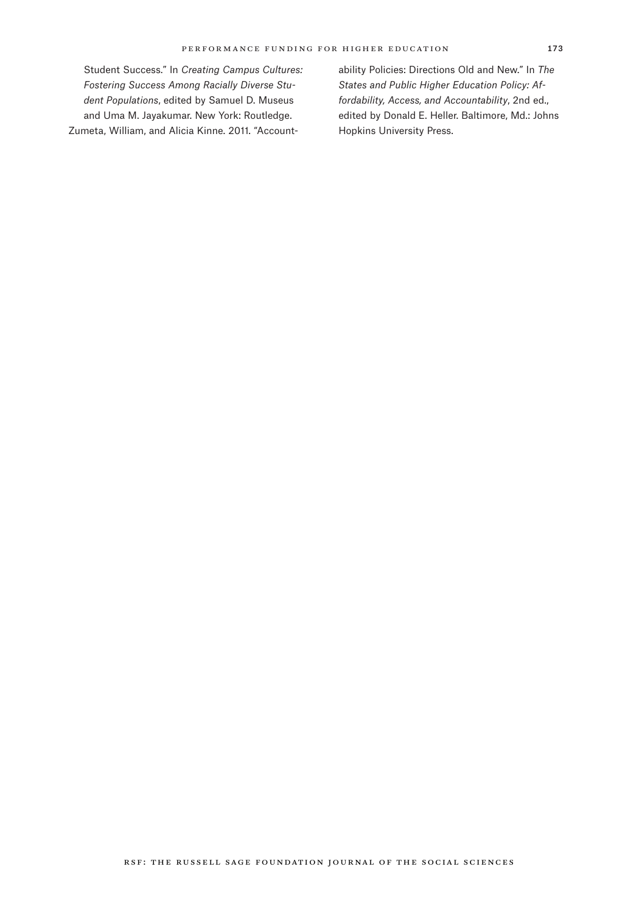Student Success." In *Creating Campus Cultures: Fostering Success Among Racially Diverse Student Populations*, edited by Samuel D. Museus and Uma M. Jayakumar. New York: Routledge.

Zumeta, William, and Alicia Kinne. 2011. "Accountability Policies: Directions Old and New." In *The States and Public Higher Education Policy: Affordability, Access, and Accountability*, 2nd ed., edited by Donald E. Heller. Baltimore, Md.: Johns Hopkins University Press.